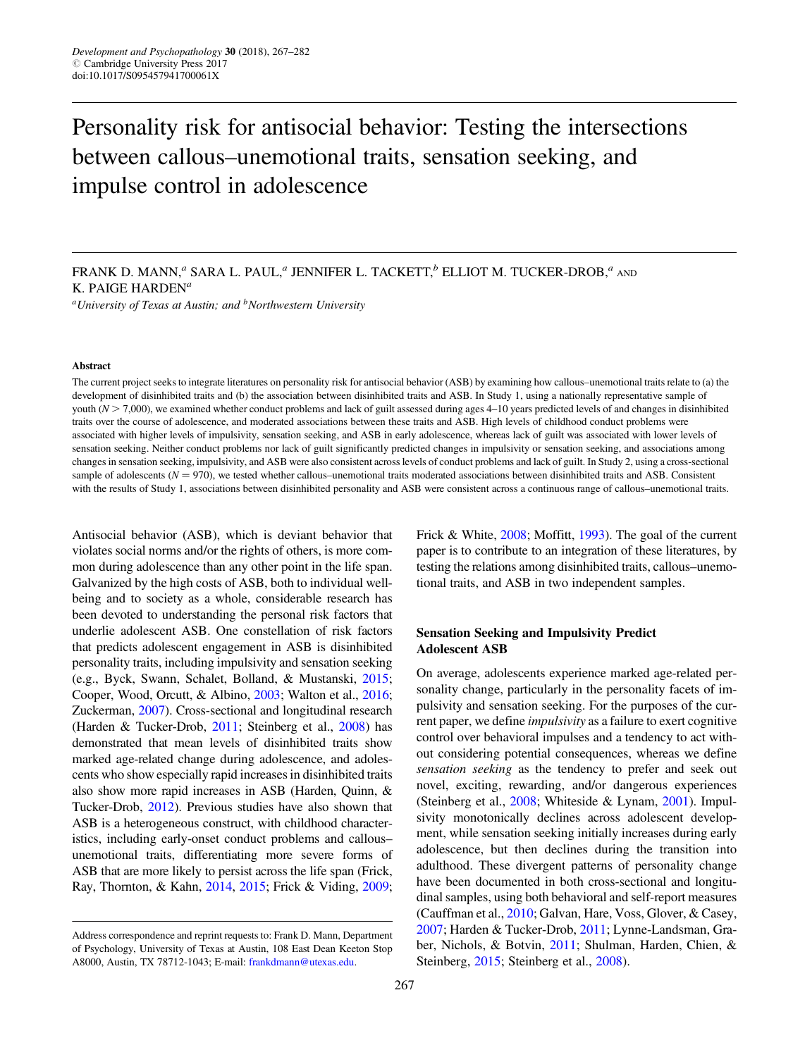# Personality risk for antisocial behavior: Testing the intersections between callous–unemotional traits, sensation seeking, and impulse control in adolescence

FRANK D. MANN,[a] SARA L. PAUL,[a] JENNIFER L. TACKETT,[b] ELLIOT M. TUCKER-DROB,[a] AND K. PAIGE HARDEN[a]

[a]University of Texas at Austin; and [b]Northwestern University

### Abstract

The current project seeks to integrate literatures on personality risk for antisocial behavior (ASB) by examining how callous–unemotional traits relate to (a) the development of disinhibited traits and (b) the association between disinhibited traits and ASB. In Study 1, using a nationally representative sample of youth ($N > 7{,}000$), we examined whether conduct problems and lack of guilt assessed during ages 4–10 years predicted levels of and changes in disinhibited traits over the course of adolescence, and moderated associations between these traits and ASB. High levels of childhood conduct problems were associated with higher levels of impulsivity, sensation seeking, and ASB in early adolescence, whereas lack of guilt was associated with lower levels of sensation seeking. Neither conduct problems nor lack of guilt significantly predicted changes in impulsivity or sensation seeking, and associations among changes in sensation seeking, impulsivity, and ASB were also consistent across levels of conduct problems and lack of guilt. In Study 2, using a cross-sectional sample of adolescents ($N = 970$), we tested whether callous–unemotional traits moderated associations between disinhibited traits and ASB. Consistent with the results of Study 1, associations between disinhibited personality and ASB were consistent across a continuous range of callous–unemotional traits.

Antisocial behavior (ASB), which is deviant behavior that violates social norms and/or the rights of others, is more common during adolescence than any other point in the life span. Galvanized by the high costs of ASB, both to individual well-being and to society as a whole, considerable research has been devoted to understanding the personal risk factors that underlie adolescent ASB. One constellation of risk factors that predicts adolescent engagement in ASB is disinhibited personality traits, including impulsivity and sensation seeking (e.g., Byck, Swann, Schalet, Bolland, & Mustanski, 2015; Cooper, Wood, Orcutt, & Albino, 2003; Walton et al., 2016; Zuckerman, 2007). Cross-sectional and longitudinal research (Harden & Tucker-Drob, 2011; Steinberg et al., 2008) has demonstrated that mean levels of disinhibited traits show marked age-related change during adolescence, and adolescents who show especially rapid increases in disinhibited traits also show more rapid increases in ASB (Harden, Quinn, & Tucker-Drob, 2012). Previous studies have also shown that ASB is a heterogeneous construct, with childhood characteristics, including early-onset conduct problems and callous–unemotional traits, differentiating more severe forms of ASB that are more likely to persist across the life span (Frick, Ray, Thornton, & Kahn, 2014, 2015; Frick & Viding, 2009; Frick & White, 2008; Moffitt, 1993). The goal of the current paper is to contribute to an integration of these literatures, by testing the relations among disinhibited traits, callous–unemotional traits, and ASB in two independent samples.

Address correspondence and reprint requests to: Frank D. Mann, Department of Psychology, University of Texas at Austin, 108 East Dean Keeton Stop A8000, Austin, TX 78712-1043; E-mail: frankdmann@utexas.edu.

## Sensation Seeking and Impulsivity Predict Adolescent ASB

On average, adolescents experience marked age-related personality change, particularly in the personality facets of impulsivity and sensation seeking. For the purposes of the current paper, we define *impulsivity* as a failure to exert cognitive control over behavioral impulses and a tendency to act without considering potential consequences, whereas we define *sensation seeking* as the tendency to prefer and seek out novel, exciting, rewarding, and/or dangerous experiences (Steinberg et al., 2008; Whiteside & Lynam, 2001). Impulsivity monotonically declines across adolescent development, while sensation seeking initially increases during early adolescence, but then declines during the transition into adulthood. These divergent patterns of personality change have been documented in both cross-sectional and longitudinal samples, using both behavioral and self-report measures (Cauffman et al., 2010; Galvan, Hare, Voss, Glover, & Casey, 2007; Harden & Tucker-Drob, 2011; Lynne-Landsman, Graber, Nichols, & Botvin, 2011; Shulman, Harden, Chien, & Steinberg, 2015; Steinberg et al., 2008).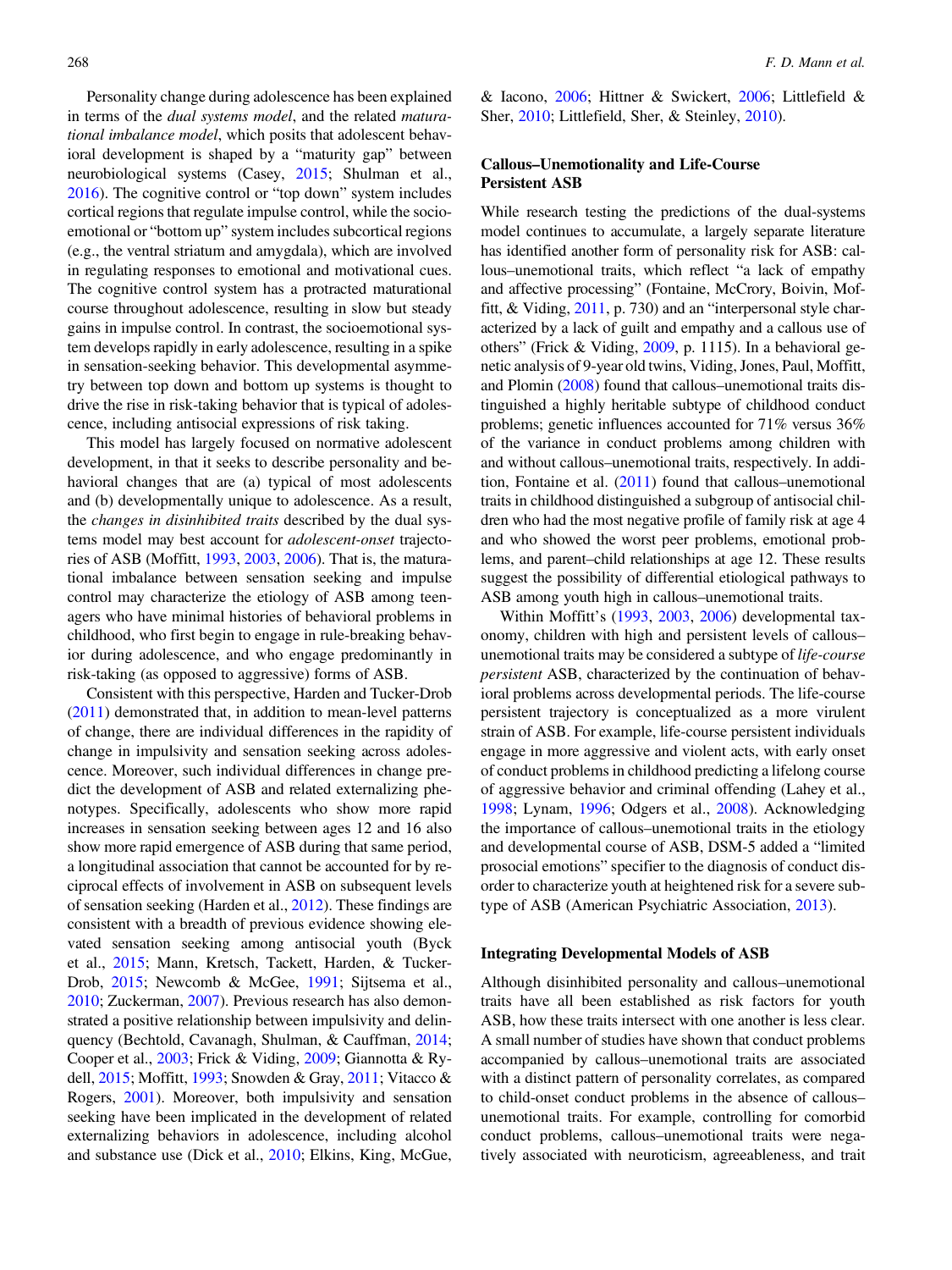Personality change during adolescence has been explained in terms of the *dual systems model*, and the related *maturational imbalance model*, which posits that adolescent behavioral development is shaped by a "maturity gap" between neurobiological systems (Casey, 2015; Shulman et al., 2016). The cognitive control or "top down" system includes cortical regions that regulate impulse control, while the socioemotional or "bottom up" system includes subcortical regions (e.g., the ventral striatum and amygdala), which are involved in regulating responses to emotional and motivational cues. The cognitive control system has a protracted maturational course throughout adolescence, resulting in slow but steady gains in impulse control. In contrast, the socioemotional system develops rapidly in early adolescence, resulting in a spike in sensation-seeking behavior. This developmental asymmetry between top down and bottom up systems is thought to drive the rise in risk-taking behavior that is typical of adolescence, including antisocial expressions of risk taking.

This model has largely focused on normative adolescent development, in that it seeks to describe personality and behavioral changes that are (a) typical of most adolescents and (b) developmentally unique to adolescence. As a result, the *changes in disinhibited traits* described by the dual systems model may best account for *adolescent-onset* trajectories of ASB (Moffitt, 1993, 2003, 2006). That is, the maturational imbalance between sensation seeking and impulse control may characterize the etiology of ASB among teenagers who have minimal histories of behavioral problems in childhood, who first begin to engage in rule-breaking behavior during adolescence, and who engage predominantly in risk-taking (as opposed to aggressive) forms of ASB.

Consistent with this perspective, Harden and Tucker-Drob (2011) demonstrated that, in addition to mean-level patterns of change, there are individual differences in the rapidity of change in impulsivity and sensation seeking across adolescence. Moreover, such individual differences in change predict the development of ASB and related externalizing phenotypes. Specifically, adolescents who show more rapid increases in sensation seeking between ages 12 and 16 also show more rapid emergence of ASB during that same period, a longitudinal association that cannot be accounted for by reciprocal effects of involvement in ASB on subsequent levels of sensation seeking (Harden et al., 2012). These findings are consistent with a breadth of previous evidence showing elevated sensation seeking among antisocial youth (Byck et al., 2015; Mann, Kretsch, Tackett, Harden, & Tucker-Drob, 2015; Newcomb & McGee, 1991; Sijtsema et al., 2010; Zuckerman, 2007). Previous research has also demonstrated a positive relationship between impulsivity and delinquency (Bechtold, Cavanagh, Shulman, & Cauffman, 2014; Cooper et al., 2003; Frick & Viding, 2009; Giannotta & Rydell, 2015; Moffitt, 1993; Snowden & Gray, 2011; Vitacco & Rogers, 2001). Moreover, both impulsivity and sensation seeking have been implicated in the development of related externalizing behaviors in adolescence, including alcohol and substance use (Dick et al., 2010; Elkins, King, McGue, & Iacono, 2006; Hittner & Swickert, 2006; Littlefield & Sher, 2010; Littlefield, Sher, & Steinley, 2010).

## Callous–Unemotionality and Life-Course Persistent ASB

While research testing the predictions of the dual-systems model continues to accumulate, a largely separate literature has identified another form of personality risk for ASB: callous–unemotional traits, which reflect "a lack of empathy and affective processing" (Fontaine, McCrory, Boivin, Moffitt, & Viding, 2011, p. 730) and an "interpersonal style characterized by a lack of guilt and empathy and a callous use of others" (Frick & Viding, 2009, p. 1115). In a behavioral genetic analysis of 9-year old twins, Viding, Jones, Paul, Moffitt, and Plomin (2008) found that callous–unemotional traits distinguished a highly heritable subtype of childhood conduct problems; genetic influences accounted for 71% versus 36% of the variance in conduct problems among children with and without callous–unemotional traits, respectively. In addition, Fontaine et al. (2011) found that callous–unemotional traits in childhood distinguished a subgroup of antisocial children who had the most negative profile of family risk at age 4 and who showed the worst peer problems, emotional problems, and parent–child relationships at age 12. These results suggest the possibility of differential etiological pathways to ASB among youth high in callous–unemotional traits.

Within Moffitt's (1993, 2003, 2006) developmental taxonomy, children with high and persistent levels of callous–unemotional traits may be considered a subtype of *life-course persistent* ASB, characterized by the continuation of behavioral problems across developmental periods. The life-course persistent trajectory is conceptualized as a more virulent strain of ASB. For example, life-course persistent individuals engage in more aggressive and violent acts, with early onset of conduct problems in childhood predicting a lifelong course of aggressive behavior and criminal offending (Lahey et al., 1998; Lynam, 1996; Odgers et al., 2008). Acknowledging the importance of callous–unemotional traits in the etiology and developmental course of ASB, DSM-5 added a "limited prosocial emotions" specifier to the diagnosis of conduct disorder to characterize youth at heightened risk for a severe subtype of ASB (American Psychiatric Association, 2013).

## Integrating Developmental Models of ASB

Although disinhibited personality and callous–unemotional traits have all been established as risk factors for youth ASB, how these traits intersect with one another is less clear. A small number of studies have shown that conduct problems accompanied by callous–unemotional traits are associated with a distinct pattern of personality correlates, as compared to child-onset conduct problems in the absence of callous–unemotional traits. For example, controlling for comorbid conduct problems, callous–unemotional traits were negatively associated with neuroticism, agreeableness, and trait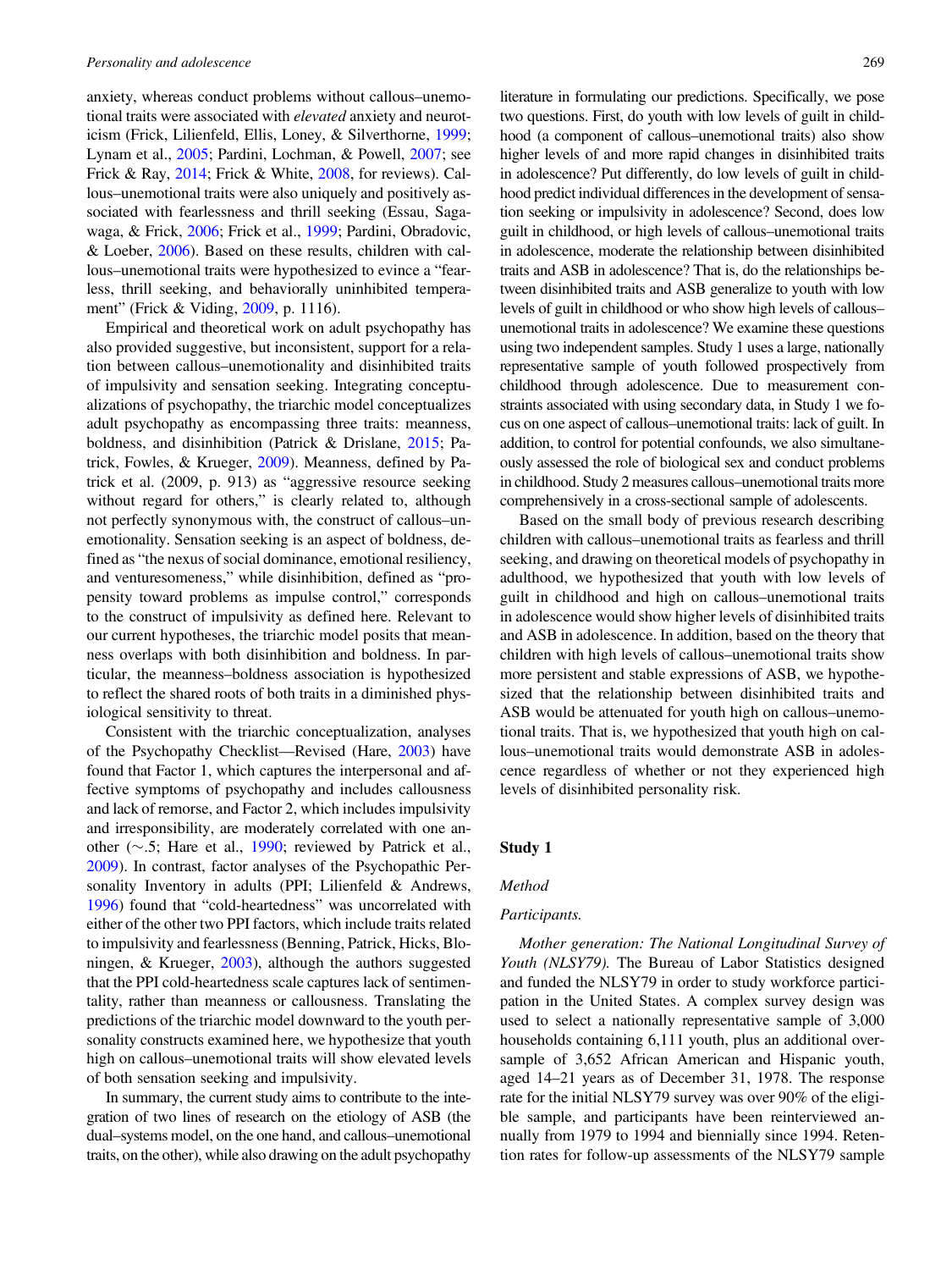anxiety, whereas conduct problems without callous–unemotional traits were associated with *elevated* anxiety and neuroticism (Frick, Lilienfeld, Ellis, Loney, & Silverthorne, 1999; Lynam et al., 2005; Pardini, Lochman, & Powell, 2007; see Frick & Ray, 2014; Frick & White, 2008, for reviews). Callous–unemotional traits were also uniquely and positively associated with fearlessness and thrill seeking (Essau, Sagawaga, & Frick, 2006; Frick et al., 1999; Pardini, Obradovic, & Loeber, 2006). Based on these results, children with callous–unemotional traits were hypothesized to evince a "fearless, thrill seeking, and behaviorally uninhibited temperament" (Frick & Viding, 2009, p. 1116).

Empirical and theoretical work on adult psychopathy has also provided suggestive, but inconsistent, support for a relation between callous–unemotionality and disinhibited traits of impulsivity and sensation seeking. Integrating conceptualizations of psychopathy, the triarchic model conceptualizes adult psychopathy as encompassing three traits: meanness, boldness, and disinhibition (Patrick & Drislane, 2015; Patrick, Fowles, & Krueger, 2009). Meanness, defined by Patrick et al. (2009, p. 913) as "aggressive resource seeking without regard for others," is clearly related to, although not perfectly synonymous with, the construct of callous–unemotionality. Sensation seeking is an aspect of boldness, defined as "the nexus of social dominance, emotional resiliency, and venturesomeness," while disinhibition, defined as "propensity toward problems as impulse control," corresponds to the construct of impulsivity as defined here. Relevant to our current hypotheses, the triarchic model posits that meanness overlaps with both disinhibition and boldness. In particular, the meanness–boldness association is hypothesized to reflect the shared roots of both traits in a diminished physiological sensitivity to threat.

Consistent with the triarchic conceptualization, analyses of the Psychopathy Checklist—Revised (Hare, 2003) have found that Factor 1, which captures the interpersonal and affective symptoms of psychopathy and includes callousness and lack of remorse, and Factor 2, which includes impulsivity and irresponsibility, are moderately correlated with one another (~.5; Hare et al., 1990; reviewed by Patrick et al., 2009). In contrast, factor analyses of the Psychopathic Personality Inventory in adults (PPI; Lilienfeld & Andrews, 1996) found that "cold-heartedness" was uncorrelated with either of the other two PPI factors, which include traits related to impulsivity and fearlessness (Benning, Patrick, Hicks, Bloningen, & Krueger, 2003), although the authors suggested that the PPI cold-heartedness scale captures lack of sentimentality, rather than meanness or callousness. Translating the predictions of the triarchic model downward to the youth personality constructs examined here, we hypothesize that youth high on callous–unemotional traits will show elevated levels of both sensation seeking and impulsivity.

In summary, the current study aims to contribute to the integration of two lines of research on the etiology of ASB (the dual–systems model, on the one hand, and callous–unemotional traits, on the other), while also drawing on the adult psychopathy literature in formulating our predictions. Specifically, we pose two questions. First, do youth with low levels of guilt in childhood (a component of callous–unemotional traits) also show higher levels of and more rapid changes in disinhibited traits in adolescence? Put differently, do low levels of guilt in childhood predict individual differences in the development of sensation seeking or impulsivity in adolescence? Second, does low guilt in childhood, or high levels of callous–unemotional traits in adolescence, moderate the relationship between disinhibited traits and ASB in adolescence? That is, do the relationships between disinhibited traits and ASB generalize to youth with low levels of guilt in childhood or who show high levels of callous–unemotional traits in adolescence? We examine these questions using two independent samples. Study 1 uses a large, nationally representative sample of youth followed prospectively from childhood through adolescence. Due to measurement constraints associated with using secondary data, in Study 1 we focus on one aspect of callous–unemotional traits: lack of guilt. In addition, to control for potential confounds, we also simultaneously assessed the role of biological sex and conduct problems in childhood. Study 2 measures callous–unemotional traits more comprehensively in a cross-sectional sample of adolescents.

Based on the small body of previous research describing children with callous–unemotional traits as fearless and thrill seeking, and drawing on theoretical models of psychopathy in adulthood, we hypothesized that youth with low levels of guilt in childhood and high on callous–unemotional traits in adolescence would show higher levels of disinhibited traits and ASB in adolescence. In addition, based on the theory that children with high levels of callous–unemotional traits show more persistent and stable expressions of ASB, we hypothesized that the relationship between disinhibited traits and ASB would be attenuated for youth high on callous–unemotional traits. That is, we hypothesized that youth high on callous–unemotional traits would demonstrate ASB in adolescence regardless of whether or not they experienced high levels of disinhibited personality risk.

## Study 1

### Method

#### Participants.

*Mother generation: The National Longitudinal Survey of Youth (NLSY79).* The Bureau of Labor Statistics designed and funded the NLSY79 in order to study workforce participation in the United States. A complex survey design was used to select a nationally representative sample of 3,000 households containing 6,111 youth, plus an additional oversample of 3,652 African American and Hispanic youth, aged 14–21 years as of December 31, 1978. The response rate for the initial NLSY79 survey was over 90% of the eligible sample, and participants have been reinterviewed annually from 1979 to 1994 and biennially since 1994. Retention rates for follow-up assessments of the NLSY79 sample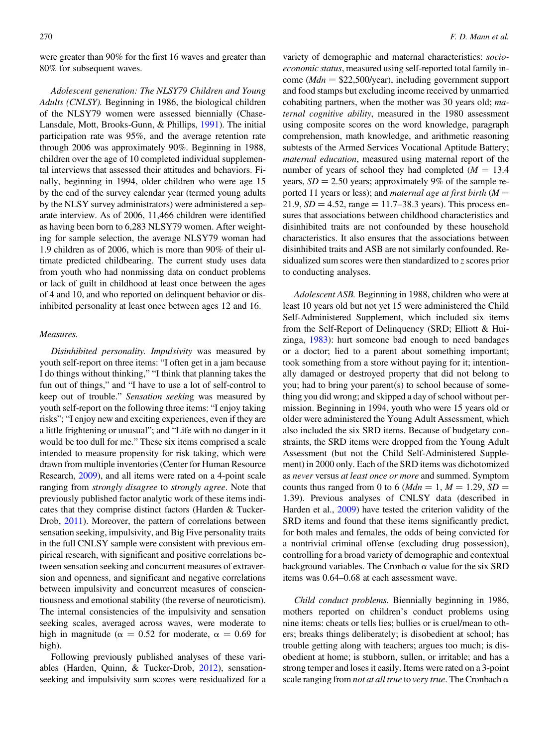were greater than 90% for the first 16 waves and greater than 80% for subsequent waves.

*Adolescent generation: The NLSY79 Children and Young Adults (CNLSY).* Beginning in 1986, the biological children of the NLSY79 women were assessed biennially (Chase-Lansdale, Mott, Brooks-Gunn, & Phillips, 1991). The initial participation rate was 95%, and the average retention rate through 2006 was approximately 90%. Beginning in 1988, children over the age of 10 completed individual supplemental interviews that assessed their attitudes and behaviors. Finally, beginning in 1994, older children who were age 15 by the end of the survey calendar year (termed young adults by the NLSY survey administrators) were administered a separate interview. As of 2006, 11,466 children were identified as having been born to 6,283 NLSY79 women. After weighting for sample selection, the average NLSY79 woman had 1.9 children as of 2006, which is more than 90% of their ultimate predicted childbearing. The current study uses data from youth who had nonmissing data on conduct problems or lack of guilt in childhood at least once between the ages of 4 and 10, and who reported on delinquent behavior or disinhibited personality at least once between ages 12 and 16.

### *Measures.*

*Disinhibited personality. Impulsivity* was measured by youth self-report on three items: "I often get in a jam because I do things without thinking," "I think that planning takes the fun out of things," and "I have to use a lot of self-control to keep out of trouble." *Sensation seeking* was measured by youth self-report on the following three items: "I enjoy taking risks"; "I enjoy new and exciting experiences, even if they are a little frightening or unusual"; and "Life with no danger in it would be too dull for me." These six items comprised a scale intended to measure propensity for risk taking, which were drawn from multiple inventories (Center for Human Resource Research, 2009), and all items were rated on a 4-point scale ranging from *strongly disagree* to *strongly agree*. Note that previously published factor analytic work of these items indicates that they comprise distinct factors (Harden & Tucker-Drob, 2011). Moreover, the pattern of correlations between sensation seeking, impulsivity, and Big Five personality traits in the full CNLSY sample were consistent with previous empirical research, with significant and positive correlations between sensation seeking and concurrent measures of extraversion and openness, and significant and negative correlations between impulsivity and concurrent measures of conscientiousness and emotional stability (the reverse of neuroticism). The internal consistencies of the impulsivity and sensation seeking scales, averaged across waves, were moderate to high in magnitude ($\alpha = 0.52$ for moderate, $\alpha = 0.69$ for high).

Following previously published analyses of these variables (Harden, Quinn, & Tucker-Drob, 2012), sensation-seeking and impulsivity sum scores were residualized for a variety of demographic and maternal characteristics: *socioeconomic status*, measured using self-reported total family income ($Mdn = \$22{,}500$/year), including government support and food stamps but excluding income received by unmarried cohabiting partners, when the mother was 30 years old; *maternal cognitive ability*, measured in the 1980 assessment using composite scores on the word knowledge, paragraph comprehension, math knowledge, and arithmetic reasoning subtests of the Armed Services Vocational Aptitude Battery; *maternal education*, measured using maternal report of the number of years of school they had completed ($M = 13.4$ years, $SD = 2.50$ years; approximately 9% of the sample reported 11 years or less); and *maternal age at first birth* ($M = 21.9$, $SD = 4.52$, range = 11.7–38.3 years). This process ensures that associations between childhood characteristics and disinhibited traits are not confounded by these household characteristics. It also ensures that the associations between disinhibited traits and ASB are not similarly confounded. Residualized sum scores were then standardized to $z$ scores prior to conducting analyses.

*Adolescent ASB.* Beginning in 1988, children who were at least 10 years old but not yet 15 were administered the Child Self-Administered Supplement, which included six items from the Self-Report of Delinquency (SRD; Elliott & Huizinga, 1983): hurt someone bad enough to need bandages or a doctor; lied to a parent about something important; took something from a store without paying for it; intentionally damaged or destroyed property that did not belong to you; had to bring your parent(s) to school because of something you did wrong; and skipped a day of school without permission. Beginning in 1994, youth who were 15 years old or older were administered the Young Adult Assessment, which also included the six SRD items. Because of budgetary constraints, the SRD items were dropped from the Young Adult Assessment (but not the Child Self-Administered Supplement) in 2000 only. Each of the SRD items was dichotomized as *never* versus *at least once or more* and summed. Symptom counts thus ranged from 0 to 6 ($Mdn = 1$, $M = 1.29$, $SD = 1.39$). Previous analyses of CNLSY data (described in Harden et al., 2009) have tested the criterion validity of the SRD items and found that these items significantly predict, for both males and females, the odds of being convicted for a nontrivial criminal offense (excluding drug possession), controlling for a broad variety of demographic and contextual background variables. The Cronbach $\alpha$ value for the six SRD items was 0.64–0.68 at each assessment wave.

*Child conduct problems.* Biennially beginning in 1986, mothers reported on children's conduct problems using nine items: cheats or tells lies; bullies or is cruel/mean to others; breaks things deliberately; is disobedient at school; has trouble getting along with teachers; argues too much; is disobedient at home; is stubborn, sullen, or irritable; and has a strong temper and loses it easily. Items were rated on a 3-point scale ranging from *not at all true* to *very true*. The Cronbach $\alpha$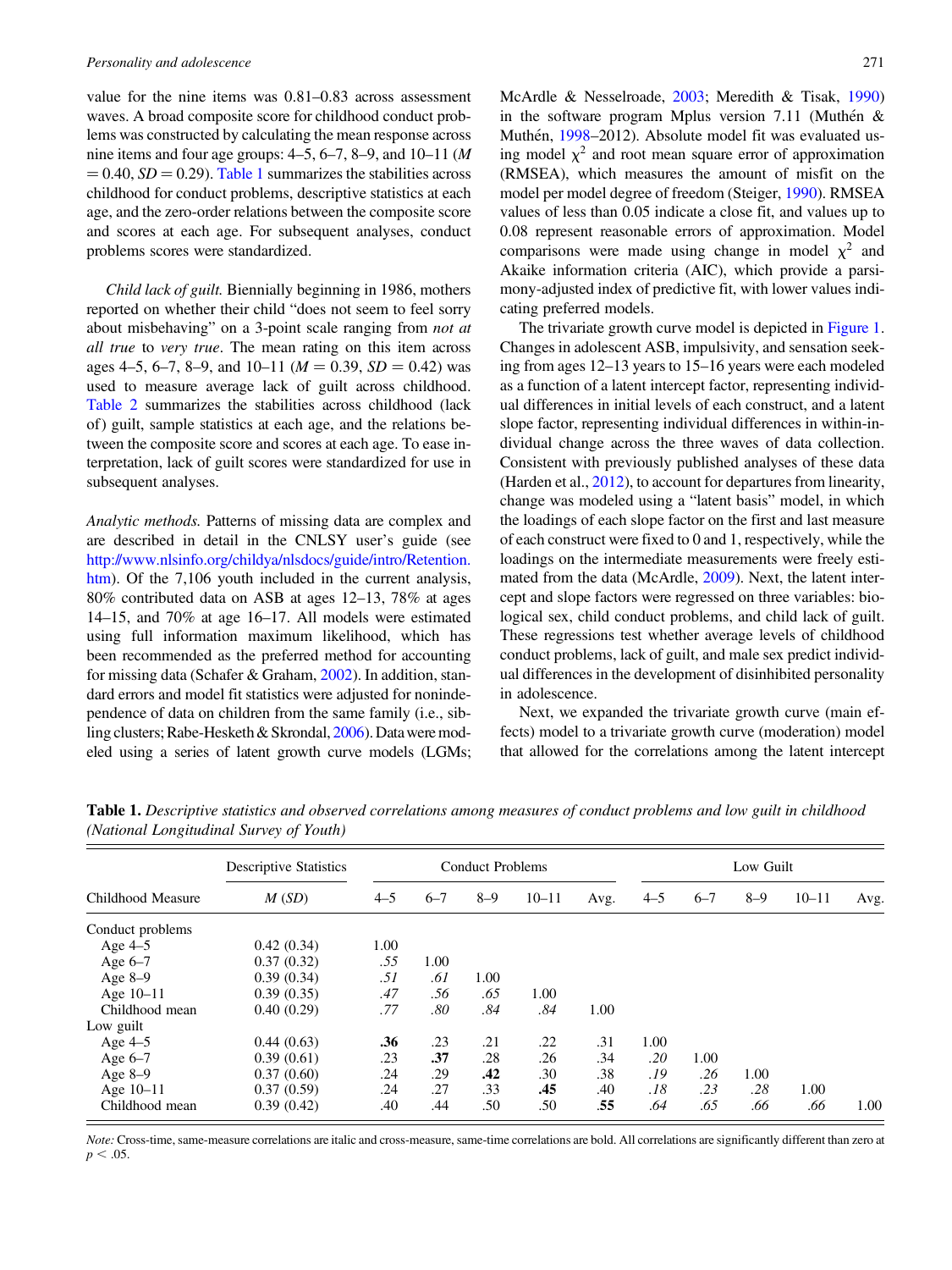value for the nine items was 0.81–0.83 across assessment waves. A broad composite score for childhood conduct problems was constructed by calculating the mean response across nine items and four age groups: 4–5, 6–7, 8–9, and 10–11 ($M = 0.40$, $SD = 0.29$). Table 1 summarizes the stabilities across childhood for conduct problems, descriptive statistics at each age, and the zero-order relations between the composite score and scores at each age. For subsequent analyses, conduct problems scores were standardized.

*Child lack of guilt.* Biennially beginning in 1986, mothers reported on whether their child "does not seem to feel sorry about misbehaving" on a 3-point scale ranging from *not at all true* to *very true*. The mean rating on this item across ages 4–5, 6–7, 8–9, and 10–11 ($M = 0.39$, $SD = 0.42$) was used to measure average lack of guilt across childhood. Table 2 summarizes the stabilities across childhood (lack of) guilt, sample statistics at each age, and the relations between the composite score and scores at each age. To ease interpretation, lack of guilt scores were standardized for use in subsequent analyses.

*Analytic methods.* Patterns of missing data are complex and are described in detail in the CNLSY user's guide (see http://www.nlsinfo.org/childya/nlsdocs/guide/intro/Retention.htm). Of the 7,106 youth included in the current analysis, 80% contributed data on ASB at ages 12–13, 78% at ages 14–15, and 70% at age 16–17. All models were estimated using full information maximum likelihood, which has been recommended as the preferred method for accounting for missing data (Schafer & Graham, 2002). In addition, standard errors and model fit statistics were adjusted for nonindependence of data on children from the same family (i.e., sibling clusters; Rabe-Hesketh & Skrondal, 2006). Data were modeled using a series of latent growth curve models (LGMs; McArdle & Nesselroade, 2003; Meredith & Tisak, 1990) in the software program Mplus version 7.11 (Muthén & Muthén, 1998–2012). Absolute model fit was evaluated using model $\chi^2$ and root mean square error of approximation (RMSEA), which measures the amount of misfit on the model per model degree of freedom (Steiger, 1990). RMSEA values of less than 0.05 indicate a close fit, and values up to 0.08 represent reasonable errors of approximation. Model comparisons were made using change in model $\chi^2$ and Akaike information criteria (AIC), which provide a parsimony-adjusted index of predictive fit, with lower values indicating preferred models.

The trivariate growth curve model is depicted in Figure 1. Changes in adolescent ASB, impulsivity, and sensation seeking from ages 12–13 years to 15–16 years were each modeled as a function of a latent intercept factor, representing individual differences in initial levels of each construct, and a latent slope factor, representing individual differences in within-individual change across the three waves of data collection. Consistent with previously published analyses of these data (Harden et al., 2012), to account for departures from linearity, change was modeled using a "latent basis" model, in which the loadings of each slope factor on the first and last measure of each construct were fixed to 0 and 1, respectively, while the loadings on the intermediate measurements were freely estimated from the data (McArdle, 2009). Next, the latent intercept and slope factors were regressed on three variables: biological sex, child conduct problems, and child lack of guilt. These regressions test whether average levels of childhood conduct problems, lack of guilt, and male sex predict individual differences in the development of disinhibited personality in adolescence.

Next, we expanded the trivariate growth curve (main effects) model to a trivariate growth curve (moderation) model that allowed for the correlations among the latent intercept

**Table 1.** *Descriptive statistics and observed correlations among measures of conduct problems and low guilt in childhood (National Longitudinal Survey of Youth)*

| | Descriptive Statistics | Conduct Problems | | | | | Low Guilt | | | | |
|---|---|---|---|---|---|---|---|---|---|---|---|
| Childhood Measure | *M* (*SD*) | 4–5 | 6–7 | 8–9 | 10–11 | Avg. | 4–5 | 6–7 | 8–9 | 10–11 | Avg. |
| Conduct problems | | | | | | | | | | | |
| Age 4–5 | 0.42 (0.34) | 1.00 | | | | | | | | | |
| Age 6–7 | 0.37 (0.32) | *.55* | 1.00 | | | | | | | | |
| Age 8–9 | 0.39 (0.34) | *.51* | *.61* | 1.00 | | | | | | | |
| Age 10–11 | 0.39 (0.35) | *.47* | *.56* | *.65* | 1.00 | | | | | | |
| Childhood mean | 0.40 (0.29) | *.77* | *.80* | *.84* | *.84* | 1.00 | | | | | |
| Low guilt | | | | | | | | | | | |
| Age 4–5 | 0.44 (0.63) | **.36** | .23 | .21 | .22 | .31 | 1.00 | | | | |
| Age 6–7 | 0.39 (0.61) | .23 | **.37** | .28 | .26 | .34 | *.20* | 1.00 | | | |
| Age 8–9 | 0.37 (0.60) | .24 | .29 | **.42** | .30 | .38 | *.19* | *.26* | 1.00 | | |
| Age 10–11 | 0.37 (0.59) | .24 | .27 | .33 | **.45** | .40 | *.18* | *.23* | *.28* | 1.00 | |
| Childhood mean | 0.39 (0.42) | .40 | .44 | .50 | .50 | **.55** | *.64* | *.65* | *.66* | *.66* | 1.00 |

*Note:* Cross-time, same-measure correlations are italic and cross-measure, same-time correlations are bold. All correlations are significantly different than zero at $p < .05$.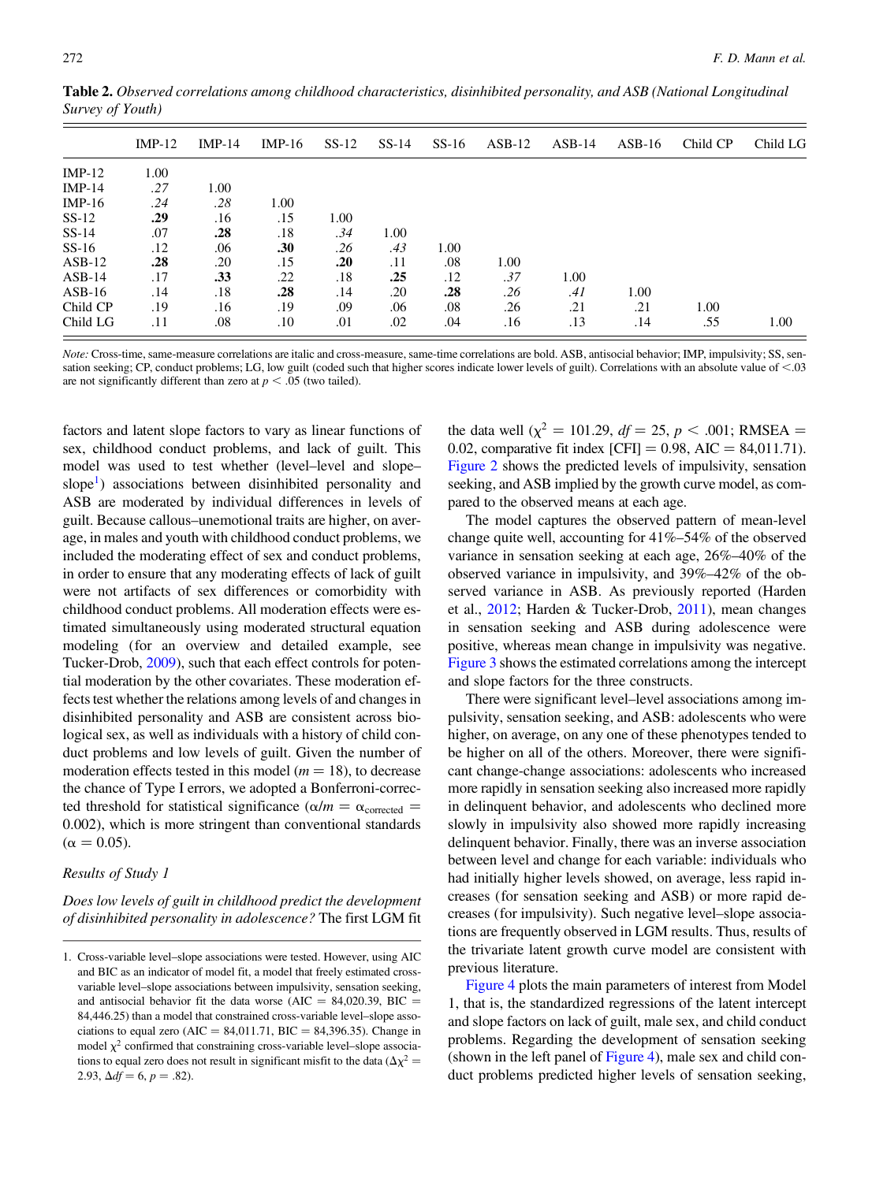**Table 2.** *Observed correlations among childhood characteristics, disinhibited personality, and ASB (National Longitudinal Survey of Youth)*

| | IMP-12 | IMP-14 | IMP-16 | SS-12 | SS-14 | SS-16 | ASB-12 | ASB-14 | ASB-16 | Child CP | Child LG |
|---|---|---|---|---|---|---|---|---|---|---|---|
| IMP-12 | 1.00 | | | | | | | | | | |
| IMP-14 | *.27* | 1.00 | | | | | | | | | |
| IMP-16 | *.24* | *.28* | 1.00 | | | | | | | | |
| SS-12 | **.29** | .16 | .15 | 1.00 | | | | | | | |
| SS-14 | .07 | **.28** | .18 | *.34* | 1.00 | | | | | | |
| SS-16 | .12 | .06 | **.30** | *.26* | *.43* | 1.00 | | | | | |
| ASB-12 | **.28** | .20 | .15 | **.20** | .11 | .08 | 1.00 | | | | |
| ASB-14 | .17 | **.33** | .22 | .18 | **.25** | .12 | *.37* | 1.00 | | | |
| ASB-16 | .14 | .18 | **.28** | .14 | .20 | **.28** | *.26* | *.41* | 1.00 | | |
| Child CP | .19 | .16 | .19 | .09 | .06 | .08 | .26 | .21 | .21 | 1.00 | |
| Child LG | .11 | .08 | .10 | .01 | .02 | .04 | .16 | .13 | .14 | .55 | 1.00 |

*Note:* Cross-time, same-measure correlations are italic and cross-measure, same-time correlations are bold. ASB, antisocial behavior; IMP, impulsivity; SS, sensation seeking; CP, conduct problems; LG, low guilt (coded such that higher scores indicate lower levels of guilt). Correlations with an absolute value of <.03 are not significantly different than zero at $p < .05$ (two tailed).

factors and latent slope factors to vary as linear functions of sex, childhood conduct problems, and lack of guilt. This model was used to test whether (level–level and slope–slope[1]) associations between disinhibited personality and ASB are moderated by individual differences in levels of guilt. Because callous–unemotional traits are higher, on average, in males and youth with childhood conduct problems, we included the moderating effect of sex and conduct problems, in order to ensure that any moderating effects of lack of guilt were not artifacts of sex differences or comorbidity with childhood conduct problems. All moderation effects were estimated simultaneously using moderated structural equation modeling (for an overview and detailed example, see Tucker-Drob, 2009), such that each effect controls for potential moderation by the other covariates. These moderation effects test whether the relations among levels of and changes in disinhibited personality and ASB are consistent across biological sex, as well as individuals with a history of child conduct problems and low levels of guilt. Given the number of moderation effects tested in this model ($m = 18$), to decrease the chance of Type I errors, we adopted a Bonferroni-corrected threshold for statistical significance ($\alpha/m = \alpha_{\text{corrected}} = 0.002$), which is more stringent than conventional standards ($\alpha = 0.05$).

### Results of Study 1

*Does low levels of guilt in childhood predict the development of disinhibited personality in adolescence?* The first LGM fit the data well ($\chi^2 = 101.29$, $df = 25$, $p < .001$; RMSEA = 0.02, comparative fit index [CFI] = 0.98, AIC = 84,011.71). Figure 2 shows the predicted levels of impulsivity, sensation seeking, and ASB implied by the growth curve model, as compared to the observed means at each age.

The model captures the observed pattern of mean-level change quite well, accounting for 41%–54% of the observed variance in sensation seeking at each age, 26%–40% of the observed variance in impulsivity, and 39%–42% of the observed variance in ASB. As previously reported (Harden et al., 2012; Harden & Tucker-Drob, 2011), mean changes in sensation seeking and ASB during adolescence were positive, whereas mean change in impulsivity was negative. Figure 3 shows the estimated correlations among the intercept and slope factors for the three constructs.

There were significant level–level associations among impulsivity, sensation seeking, and ASB: adolescents who were higher, on average, on any one of these phenotypes tended to be higher on all of the others. Moreover, there were significant change-change associations: adolescents who increased more rapidly in sensation seeking also increased more rapidly in delinquent behavior, and adolescents who declined more slowly in impulsivity also showed more rapidly increasing delinquent behavior. Finally, there was an inverse association between level and change for each variable: individuals who had initially higher levels showed, on average, less rapid increases (for sensation seeking and ASB) or more rapid decreases (for impulsivity). Such negative level–slope associations are frequently observed in LGM results. Thus, results of the trivariate latent growth curve model are consistent with previous literature.

Figure 4 plots the main parameters of interest from Model 1, that is, the standardized regressions of the latent intercept and slope factors on lack of guilt, male sex, and child conduct problems. Regarding the development of sensation seeking (shown in the left panel of Figure 4), male sex and child conduct problems predicted higher levels of sensation seeking,

1. Cross-variable level–slope associations were tested. However, using AIC and BIC as an indicator of model fit, a model that freely estimated cross-variable level–slope associations between impulsivity, sensation seeking, and antisocial behavior fit the data worse (AIC = 84,020.39, BIC = 84,446.25) than a model that constrained cross-variable level–slope associations to equal zero (AIC = 84,011.71, BIC = 84,396.35). Change in model $\chi^2$ confirmed that constraining cross-variable level–slope associations to equal zero does not result in significant misfit to the data ($\Delta\chi^2 = 2.93$, $\Delta df = 6$, $p = .82$).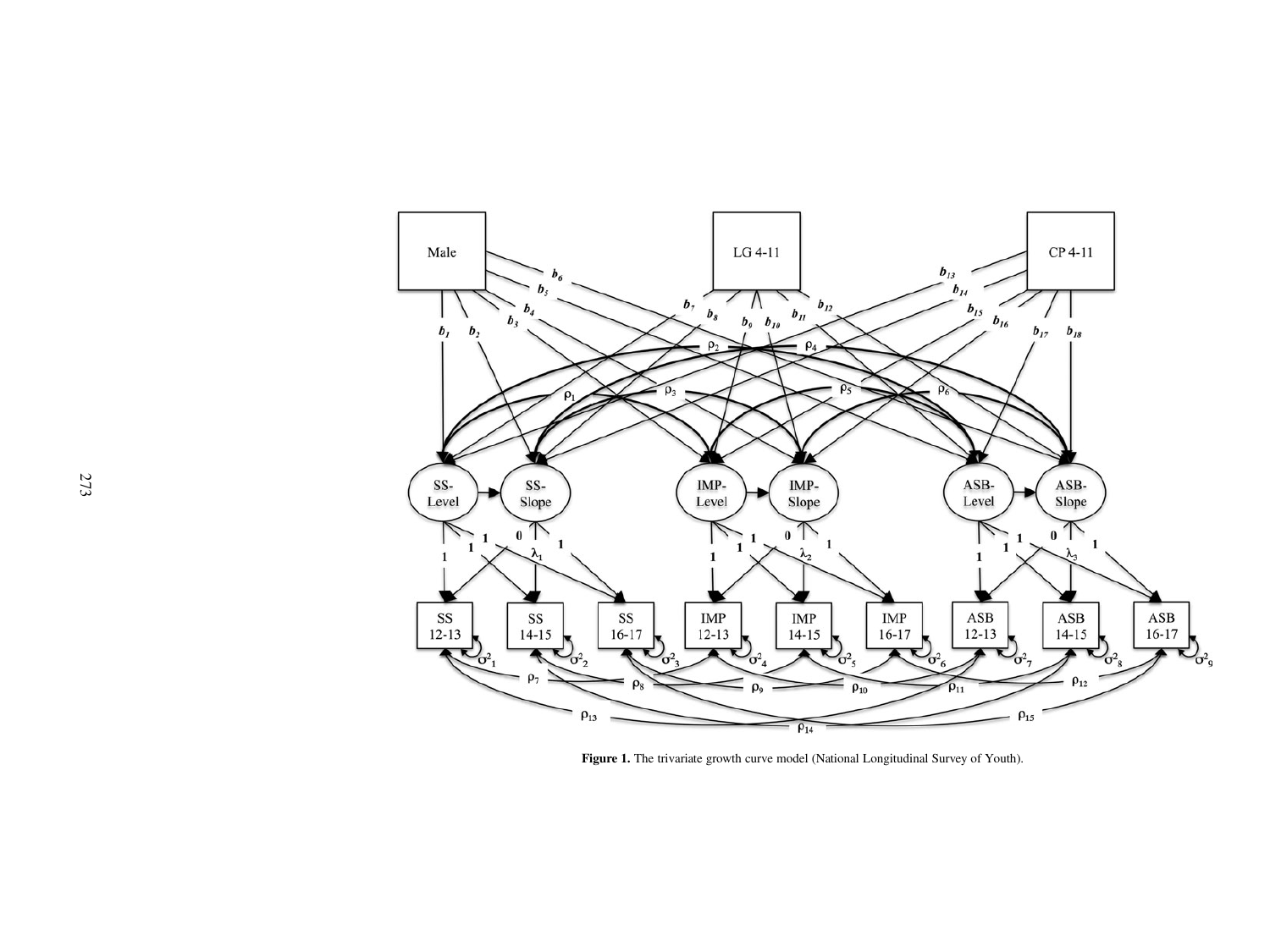**Figure 1.** The trivariate growth curve model (National Longitudinal Survey of Youth).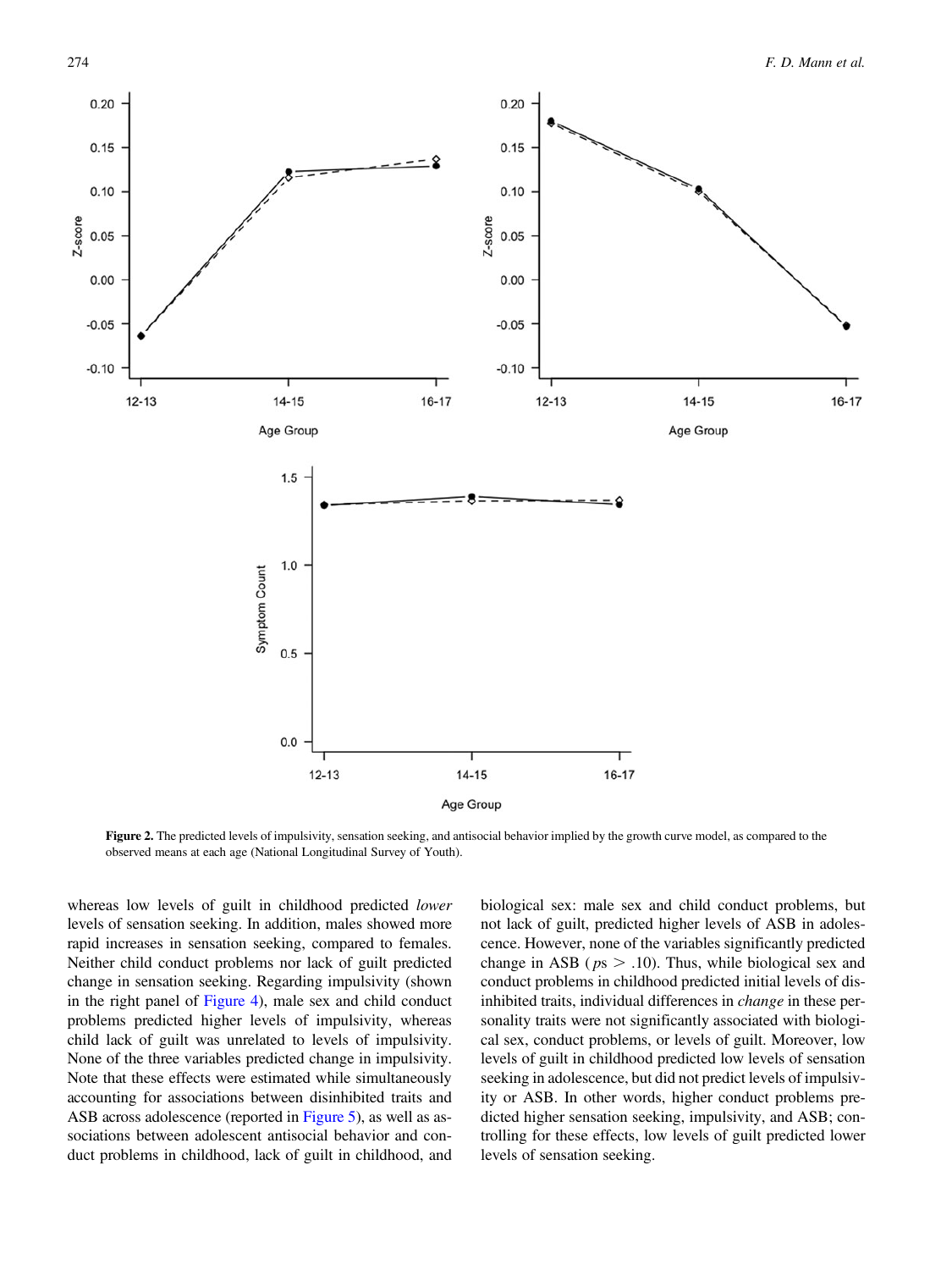Figure 2. The predicted levels of impulsivity, sensation seeking, and antisocial behavior implied by the growth curve model, as compared to the observed means at each age (National Longitudinal Survey of Youth).

whereas low levels of guilt in childhood predicted *lower* levels of sensation seeking. In addition, males showed more rapid increases in sensation seeking, compared to females. Neither child conduct problems nor lack of guilt predicted change in sensation seeking. Regarding impulsivity (shown in the right panel of Figure 4), male sex and child conduct problems predicted higher levels of impulsivity, whereas child lack of guilt was unrelated to levels of impulsivity. None of the three variables predicted change in impulsivity. Note that these effects were estimated while simultaneously accounting for associations between disinhibited traits and ASB across adolescence (reported in Figure 5), as well as associations between adolescent antisocial behavior and conduct problems in childhood, lack of guilt in childhood, and biological sex: male sex and child conduct problems, but not lack of guilt, predicted higher levels of ASB in adolescence. However, none of the variables significantly predicted change in ASB ($ps > .10$). Thus, while biological sex and conduct problems in childhood predicted initial levels of disinhibited traits, individual differences in *change* in these personality traits were not significantly associated with biological sex, conduct problems, or levels of guilt. Moreover, low levels of guilt in childhood predicted low levels of sensation seeking in adolescence, but did not predict levels of impulsivity or ASB. In other words, higher conduct problems predicted higher sensation seeking, impulsivity, and ASB; controlling for these effects, low levels of guilt predicted lower levels of sensation seeking.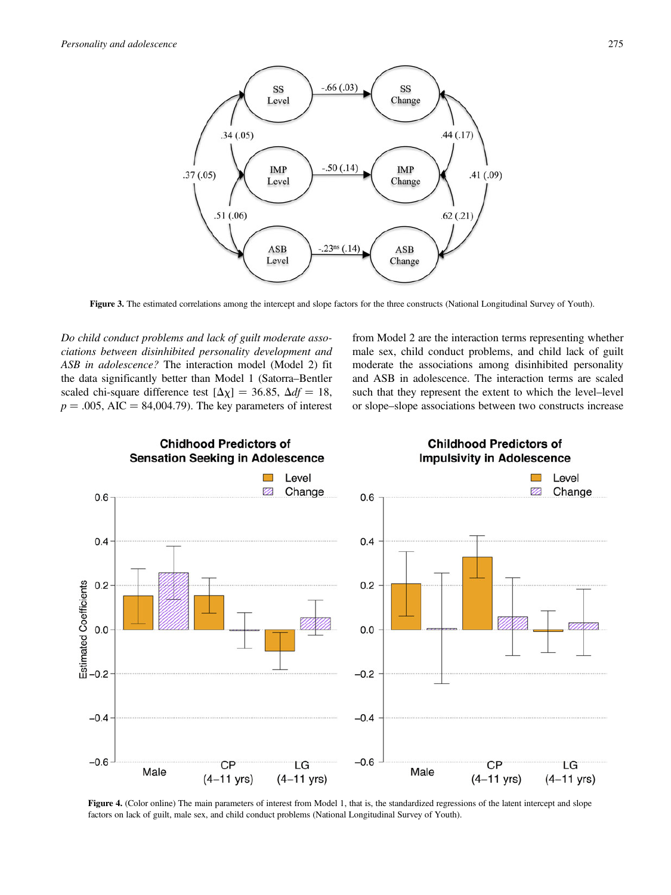Figure 3. The estimated correlations among the intercept and slope factors for the three constructs (National Longitudinal Survey of Youth).

*Do child conduct problems and lack of guilt moderate associations between disinhibited personality development and ASB in adolescence?* The interaction model (Model 2) fit the data significantly better than Model 1 (Satorra–Bentler scaled chi-square difference test [$\Delta\chi$] = 36.85, $\Delta df$ = 18, $p$ = .005, AIC = 84,004.79). The key parameters of interest from Model 2 are the interaction terms representing whether male sex, child conduct problems, and child lack of guilt moderate the associations among disinhibited personality and ASB in adolescence. The interaction terms are scaled such that they represent the extent to which the level–level or slope–slope associations between two constructs increase

Figure 4. (Color online) The main parameters of interest from Model 1, that is, the standardized regressions of the latent intercept and slope factors on lack of guilt, male sex, and child conduct problems (National Longitudinal Survey of Youth).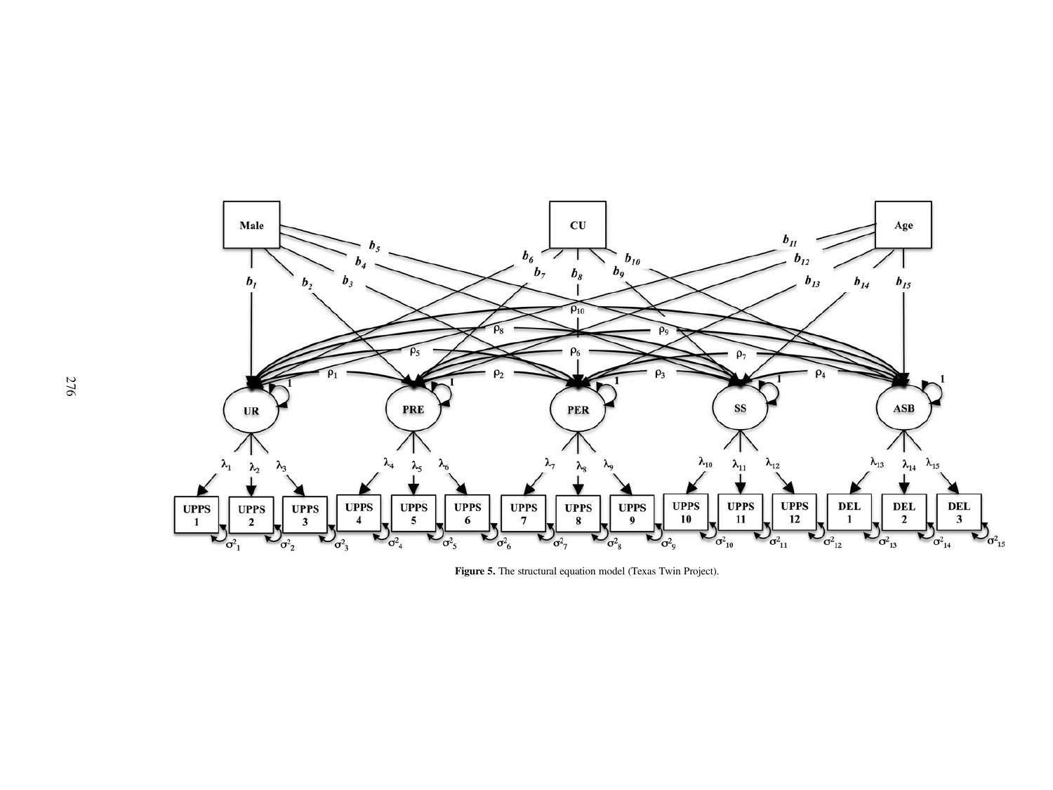**Figure 5.** The structural equation model (Texas Twin Project).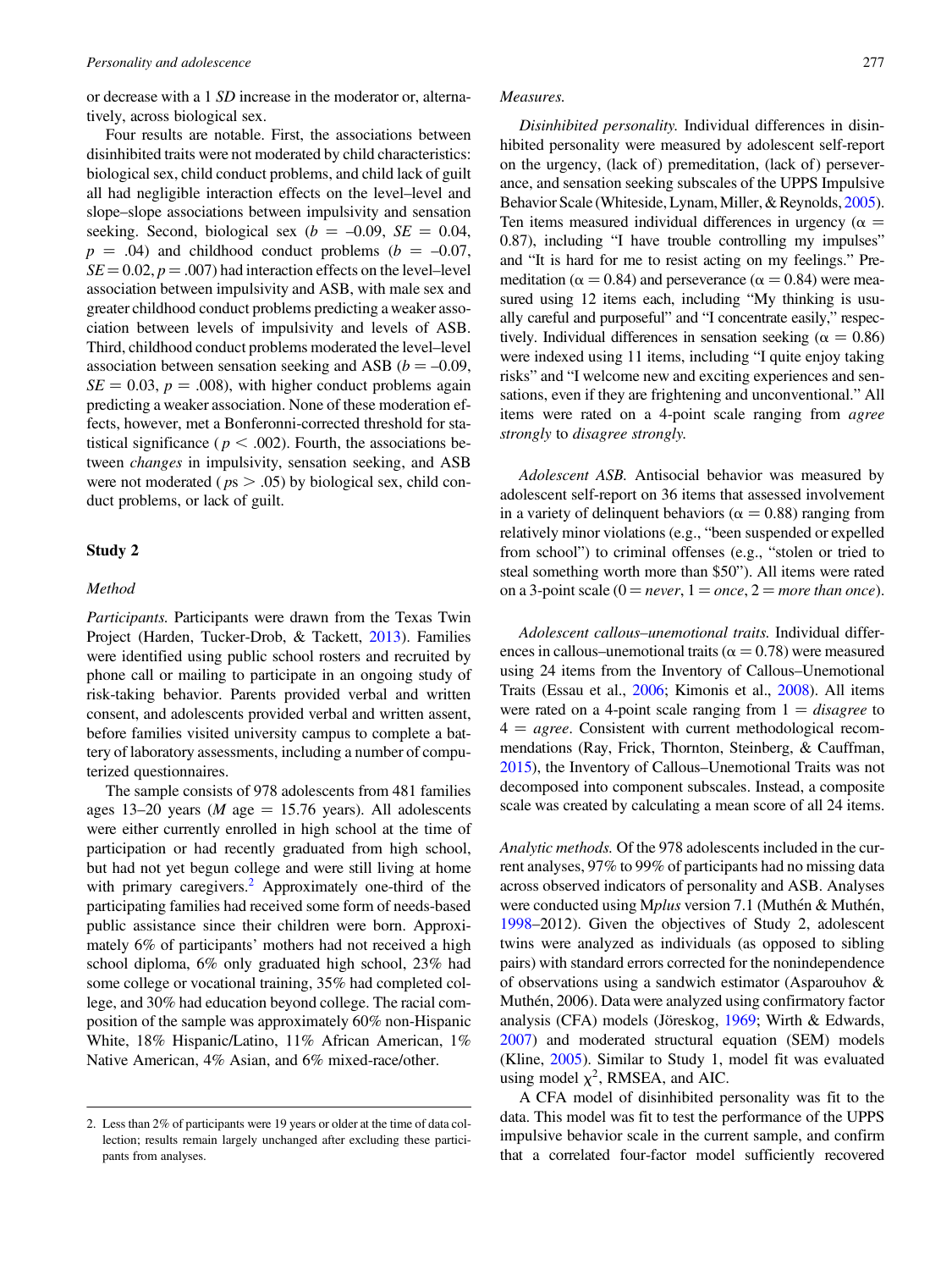or decrease with a 1 *SD* increase in the moderator or, alternatively, across biological sex.

Four results are notable. First, the associations between disinhibited traits were not moderated by child characteristics: biological sex, child conduct problems, and child lack of guilt all had negligible interaction effects on the level–level and slope–slope associations between impulsivity and sensation seeking. Second, biological sex ($b$ = –0.09, $SE$ = 0.04, $p$ = .04) and childhood conduct problems ($b$ = –0.07, $SE$ = 0.02, $p$ = .007) had interaction effects on the level–level association between impulsivity and ASB, with male sex and greater childhood conduct problems predicting a weaker association between levels of impulsivity and levels of ASB. Third, childhood conduct problems moderated the level–level association between sensation seeking and ASB ($b$ = –0.09, $SE$ = 0.03, $p$ = .008), with higher conduct problems again predicting a weaker association. None of these moderation effects, however, met a Bonferonni-corrected threshold for statistical significance ($p < .002$). Fourth, the associations between *changes* in impulsivity, sensation seeking, and ASB were not moderated ($p$s > .05) by biological sex, child conduct problems, or lack of guilt.

## Study 2

### Method

*Participants.* Participants were drawn from the Texas Twin Project (Harden, Tucker-Drob, & Tackett, 2013). Families were identified using public school rosters and recruited by phone call or mailing to participate in an ongoing study of risk-taking behavior. Parents provided verbal and written consent, and adolescents provided verbal and written assent, before families visited university campus to complete a battery of laboratory assessments, including a number of computerized questionnaires.

The sample consists of 978 adolescents from 481 families ages 13–20 years ($M$ age = 15.76 years). All adolescents were either currently enrolled in high school at the time of participation or had recently graduated from high school, but had not yet begun college and were still living at home with primary caregivers.[2] Approximately one-third of the participating families had received some form of needs-based public assistance since their children were born. Approximately 6% of participants' mothers had not received a high school diploma, 6% only graduated high school, 23% had some college or vocational training, 35% had completed college, and 30% had education beyond college. The racial composition of the sample was approximately 60% non-Hispanic White, 18% Hispanic/Latino, 11% African American, 1% Native American, 4% Asian, and 6% mixed-race/other.

*Measures.*

*Disinhibited personality.* Individual differences in disinhibited personality were measured by adolescent self-report on the urgency, (lack of) premeditation, (lack of) perseverance, and sensation seeking subscales of the UPPS Impulsive Behavior Scale (Whiteside, Lynam, Miller, & Reynolds, 2005). Ten items measured individual differences in urgency ($\alpha$ = 0.87), including "I have trouble controlling my impulses" and "It is hard for me to resist acting on my feelings." Premeditation ($\alpha$ = 0.84) and perseverance ($\alpha$ = 0.84) were measured using 12 items each, including "My thinking is usually careful and purposeful" and "I concentrate easily," respectively. Individual differences in sensation seeking ($\alpha$ = 0.86) were indexed using 11 items, including "I quite enjoy taking risks" and "I welcome new and exciting experiences and sensations, even if they are frightening and unconventional." All items were rated on a 4-point scale ranging from *agree strongly* to *disagree strongly.*

*Adolescent ASB.* Antisocial behavior was measured by adolescent self-report on 36 items that assessed involvement in a variety of delinquent behaviors ($\alpha$ = 0.88) ranging from relatively minor violations (e.g., "been suspended or expelled from school") to criminal offenses (e.g., "stolen or tried to steal something worth more than $50"). All items were rated on a 3-point scale (0 = *never*, 1 = *once*, 2 = *more than once*).

*Adolescent callous–unemotional traits.* Individual differences in callous–unemotional traits ($\alpha$ = 0.78) were measured using 24 items from the Inventory of Callous–Unemotional Traits (Essau et al., 2006; Kimonis et al., 2008). All items were rated on a 4-point scale ranging from 1 = *disagree* to 4 = *agree*. Consistent with current methodological recommendations (Ray, Frick, Thornton, Steinberg, & Cauffman, 2015), the Inventory of Callous–Unemotional Traits was not decomposed into component subscales. Instead, a composite scale was created by calculating a mean score of all 24 items.

*Analytic methods.* Of the 978 adolescents included in the current analyses, 97% to 99% of participants had no missing data across observed indicators of personality and ASB. Analyses were conducted using M*plus* version 7.1 (Muthén & Muthén, 1998–2012). Given the objectives of Study 2, adolescent twins were analyzed as individuals (as opposed to sibling pairs) with standard errors corrected for the nonindependence of observations using a sandwich estimator (Asparouhov & Muthén, 2006). Data were analyzed using confirmatory factor analysis (CFA) models (Jöreskog, 1969; Wirth & Edwards, 2007) and moderated structural equation (SEM) models (Kline, 2005). Similar to Study 1, model fit was evaluated using model $\chi^2$, RMSEA, and AIC.

A CFA model of disinhibited personality was fit to the data. This model was fit to test the performance of the UPPS impulsive behavior scale in the current sample, and confirm that a correlated four-factor model sufficiently recovered

2. Less than 2% of participants were 19 years or older at the time of data collection; results remain largely unchanged after excluding these participants from analyses.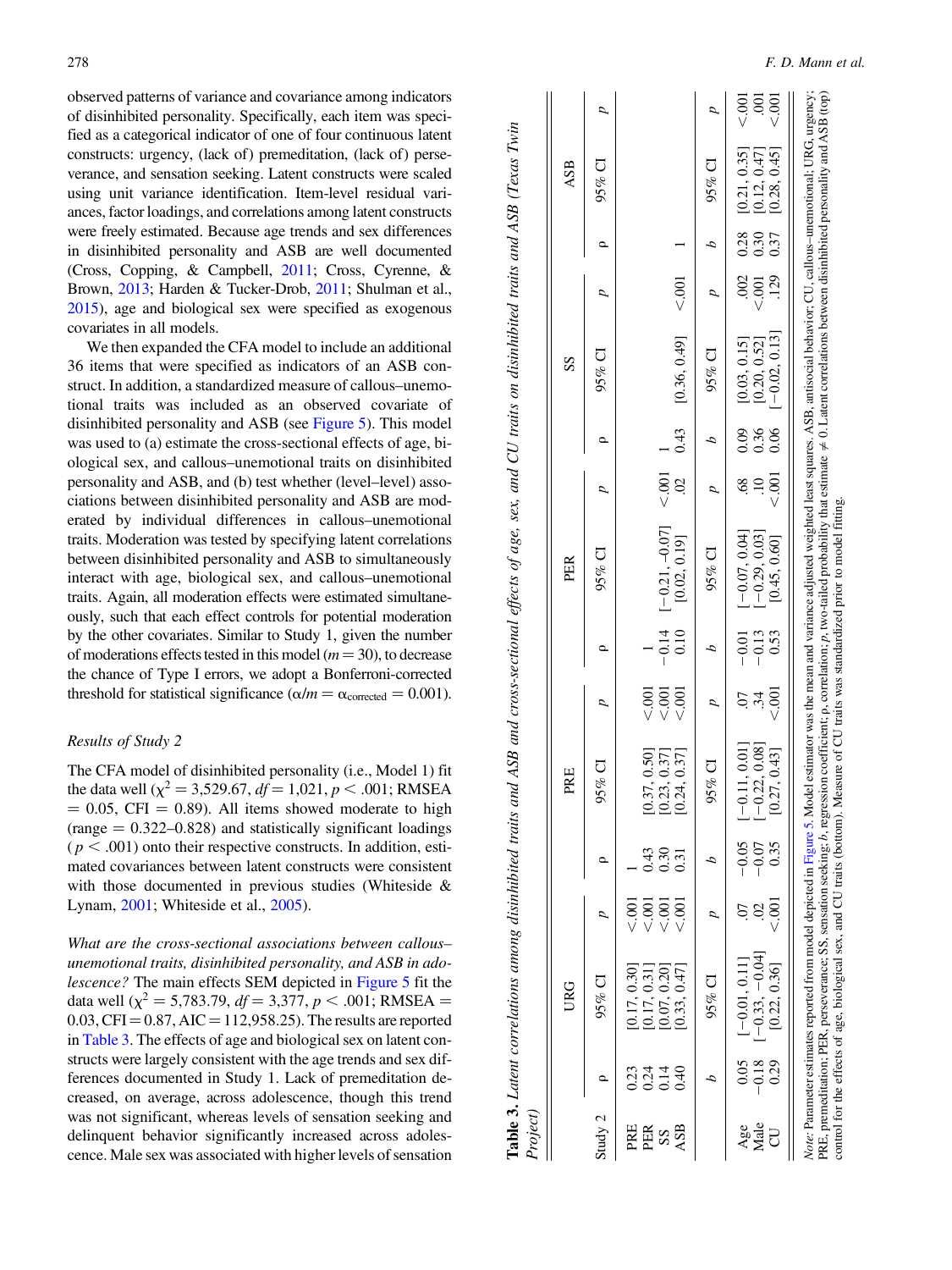observed patterns of variance and covariance among indicators of disinhibited personality. Specifically, each item was specified as a categorical indicator of one of four continuous latent constructs: urgency, (lack of) premeditation, (lack of) perseverance, and sensation seeking. Latent constructs were scaled using unit variance identification. Item-level residual variances, factor loadings, and correlations among latent constructs were freely estimated. Because age trends and sex differences in disinhibited personality and ASB are well documented (Cross, Copping, & Campbell, 2011; Cross, Cyrenne, & Brown, 2013; Harden & Tucker-Drob, 2011; Shulman et al., 2015), age and biological sex were specified as exogenous covariates in all models.

We then expanded the CFA model to include an additional 36 items that were specified as indicators of an ASB construct. In addition, a standardized measure of callous–unemotional traits was included as an observed covariate of disinhibited personality and ASB (see Figure 5). This model was used to (a) estimate the cross-sectional effects of age, biological sex, and callous–unemotional traits on disinhibited personality and ASB, and (b) test whether (level–level) associations between disinhibited personality and ASB are moderated by individual differences in callous–unemotional traits. Moderation was tested by specifying latent correlations between disinhibited personality and ASB to simultaneously interact with age, biological sex, and callous–unemotional traits. Again, all moderation effects were estimated simultaneously, such that each effect controls for potential moderation by the other covariates. Similar to Study 1, given the number of moderations effects tested in this model ($m = 30$), to decrease the chance of Type I errors, we adopt a Bonferroni-corrected threshold for statistical significance ($\alpha/m = \alpha_{corrected} = 0.001$).

*Results of Study 2*

The CFA model of disinhibited personality (i.e., Model 1) fit the data well ($\chi^2 = 3{,}529.67$, $df = 1{,}021$, $p < .001$; RMSEA $= 0.05$, CFI $= 0.89$). All items showed moderate to high (range $= 0.322$–$0.828$) and statistically significant loadings ($p < .001$) onto their respective constructs. In addition, estimated covariances between latent constructs were consistent with those documented in previous studies (Whiteside & Lynam, 2001; Whiteside et al., 2005).

*What are the cross-sectional associations between callous–unemotional traits, disinhibited personality, and ASB in adolescence?* The main effects SEM depicted in Figure 5 fit the data well ($\chi^2 = 5{,}783.79$, $df = 3{,}377$, $p < .001$; RMSEA $= 0.03$, CFI $= 0.87$, AIC $= 112{,}958.25$). The results are reported in Table 3. The effects of age and biological sex on latent constructs were largely consistent with the age trends and sex differences documented in Study 1. Lack of premeditation decreased, on average, across adolescence, though this trend was not significant, whereas levels of sensation seeking and delinquent behavior significantly increased across adolescence. Male sex was associated with higher levels of sensation

**Table 3.** *Latent correlations among disinhibited traits and ASB and cross-sectional effects of age, sex, and CU traits on disinhibited traits and ASB (Texas Twin Project)*

| Study 2 | URG | | | PRE | | | PER | | | SS | | | ASB | | |
|---|---|---|---|---|---|---|---|---|---|---|---|---|---|---|---|
| | ρ | 95% CI | *p* | ρ | 95% CI | *p* | ρ | 95% CI | *p* | ρ | 95% CI | *p* | ρ | 95% CI | *p* |
| PRE | 0.23 | [0.17, 0.30] | <.001 | 1 | | | | | | | | | | | |
| PER | 0.24 | [0.17, 0.31] | <.001 | 0.43 | [0.37, 0.50] | <.001 | 1 | | | | | | | | |
| SS | 0.14 | [0.07, 0.20] | <.001 | 0.30 | [0.23, 0.37] | <.001 | −0.14 | [−0.21, −0.07] | <.001 | 1 | | | | | |
| ASB | 0.40 | [0.33, 0.47] | <.001 | 0.31 | [0.24, 0.37] | <.001 | 0.10 | [0.02, 0.19] | .02 | 0.43 | [0.36, 0.49] | <.001 | 1 | | |
| | *b* | 95% CI | *p* | *b* | 95% CI | *p* | *b* | 95% CI | *p* | *b* | 95% CI | *p* | *b* | 95% CI | *p* |
| Age | 0.05 | [−0.01, 0.11] | .07 | −0.05 | [−0.11, 0.01] | .07 | −0.01 | [−0.07, 0.04] | .68 | 0.09 | [0.03, 0.15] | .002 | 0.28 | [0.21, 0.35] | <.001 |
| Male | −0.18 | [−0.33, −0.04] | .02 | −0.07 | [−0.22, 0.08] | .34 | −0.13 | [−0.29, 0.03] | .10 | 0.36 | [0.20, 0.52] | <.001 | 0.30 | [0.12, 0.47] | .001 |
| CU | 0.29 | [0.22, 0.36] | <.001 | 0.35 | [0.27, 0.43] | <.001 | 0.53 | [0.45, 0.60] | <.001 | 0.06 | [−0.02, 0.13] | .129 | 0.37 | [0.28, 0.45] | <.001 |

*Note:* Parameter estimates reported from model depicted in Figure 5. Model estimator was the mean and variance adjusted weighted least squares. ASB, antisocial behavior; CU, callous–unemotional; URG, urgency; PRE, premeditation; PER, perseverance; SS, sensation seeking; *b*, regression coefficient; ρ, correlation; *p*, two-tailed probability that estimate ≠ 0. Latent correlations between disinhibited personality and ASB (top) control for the effects of age, biological sex, and CU traits (bottom). Measure of CU traits was standardized prior to model fitting.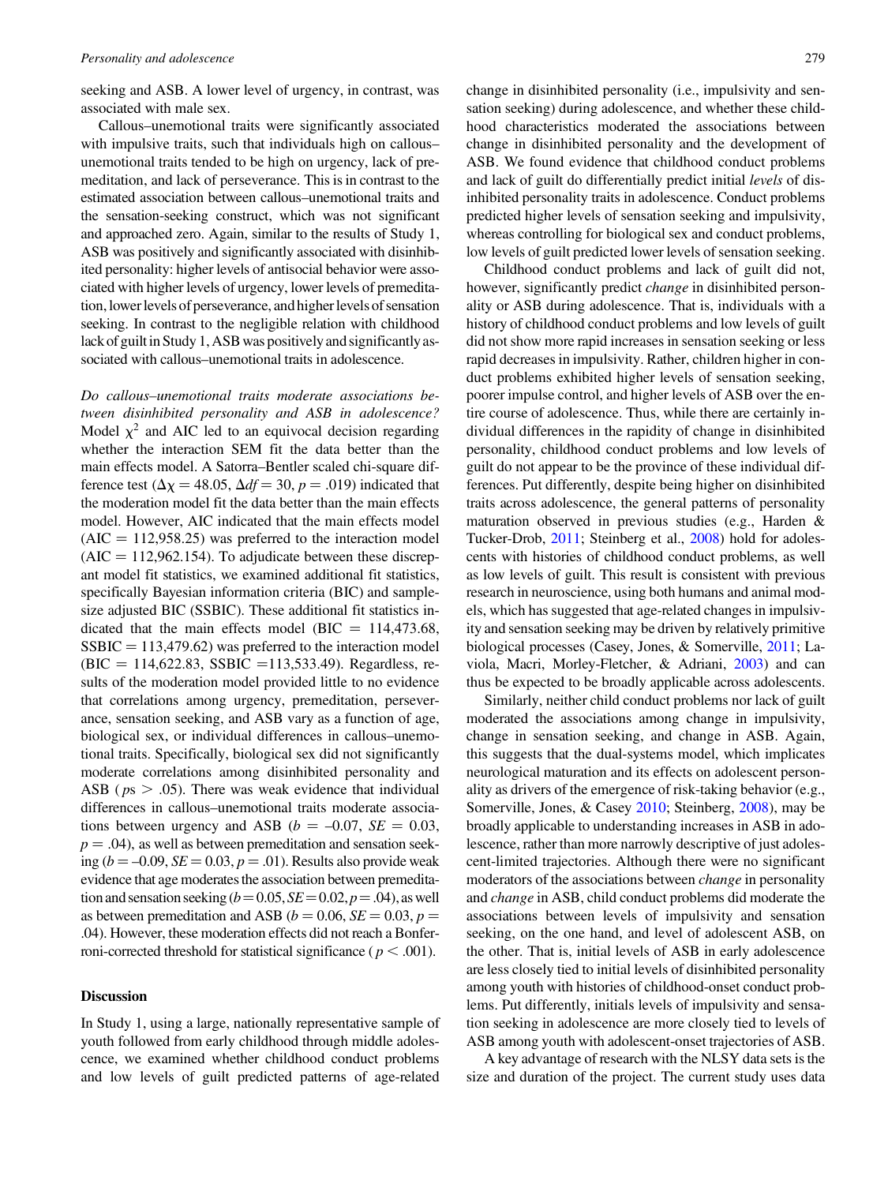seeking and ASB. A lower level of urgency, in contrast, was associated with male sex.

Callous–unemotional traits were significantly associated with impulsive traits, such that individuals high on callous–unemotional traits tended to be high on urgency, lack of premeditation, and lack of perseverance. This is in contrast to the estimated association between callous–unemotional traits and the sensation-seeking construct, which was not significant and approached zero. Again, similar to the results of Study 1, ASB was positively and significantly associated with disinhibited personality: higher levels of antisocial behavior were associated with higher levels of urgency, lower levels of premeditation, lower levels of perseverance, and higher levels of sensation seeking. In contrast to the negligible relation with childhood lack of guilt in Study 1, ASB was positively and significantly associated with callous–unemotional traits in adolescence.

*Do callous–unemotional traits moderate associations between disinhibited personality and ASB in adolescence?* Model $\chi^2$ and AIC led to an equivocal decision regarding whether the interaction SEM fit the data better than the main effects model. A Satorra–Bentler scaled chi-square difference test ($\Delta\chi = 48.05$, $\Delta df = 30$, $p = .019$) indicated that the moderation model fit the data better than the main effects model. However, AIC indicated that the main effects model (AIC = 112,958.25) was preferred to the interaction model (AIC = 112,962.154). To adjudicate between these discrepant model fit statistics, we examined additional fit statistics, specifically Bayesian information criteria (BIC) and sample-size adjusted BIC (SSBIC). These additional fit statistics indicated that the main effects model (BIC = 114,473.68, SSBIC = 113,479.62) was preferred to the interaction model (BIC = 114,622.83, SSBIC = 113,533.49). Regardless, results of the moderation model provided little to no evidence that correlations among urgency, premeditation, perseverance, sensation seeking, and ASB vary as a function of age, biological sex, or individual differences in callous–unemotional traits. Specifically, biological sex did not significantly moderate correlations among disinhibited personality and ASB ($ps > .05$). There was weak evidence that individual differences in callous–unemotional traits moderate associations between urgency and ASB ($b = -0.07$, $SE = 0.03$, $p = .04$), as well as between premeditation and sensation seeking ($b = -0.09$, $SE = 0.03$, $p = .01$). Results also provide weak evidence that age moderates the association between premeditation and sensation seeking ($b = 0.05$, $SE = 0.02$, $p = .04$), as well as between premeditation and ASB ($b = 0.06$, $SE = 0.03$, $p = .04$). However, these moderation effects did not reach a Bonferroni-corrected threshold for statistical significance ($p < .001$).

## Discussion

In Study 1, using a large, nationally representative sample of youth followed from early childhood through middle adolescence, we examined whether childhood conduct problems and low levels of guilt predicted patterns of age-related change in disinhibited personality (i.e., impulsivity and sensation seeking) during adolescence, and whether these childhood characteristics moderated the associations between change in disinhibited personality and the development of ASB. We found evidence that childhood conduct problems and lack of guilt do differentially predict initial *levels* of disinhibited personality traits in adolescence. Conduct problems predicted higher levels of sensation seeking and impulsivity, whereas controlling for biological sex and conduct problems, low levels of guilt predicted lower levels of sensation seeking.

Childhood conduct problems and lack of guilt did not, however, significantly predict *change* in disinhibited personality or ASB during adolescence. That is, individuals with a history of childhood conduct problems and low levels of guilt did not show more rapid increases in sensation seeking or less rapid decreases in impulsivity. Rather, children higher in conduct problems exhibited higher levels of sensation seeking, poorer impulse control, and higher levels of ASB over the entire course of adolescence. Thus, while there are certainly individual differences in the rapidity of change in disinhibited personality, childhood conduct problems and low levels of guilt do not appear to be the province of these individual differences. Put differently, despite being higher on disinhibited traits across adolescence, the general patterns of personality maturation observed in previous studies (e.g., Harden & Tucker-Drob, 2011; Steinberg et al., 2008) hold for adolescents with histories of childhood conduct problems, as well as low levels of guilt. This result is consistent with previous research in neuroscience, using both humans and animal models, which has suggested that age-related changes in impulsivity and sensation seeking may be driven by relatively primitive biological processes (Casey, Jones, & Somerville, 2011; Laviola, Macri, Morley-Fletcher, & Adriani, 2003) and can thus be expected to be broadly applicable across adolescents.

Similarly, neither child conduct problems nor lack of guilt moderated the associations among change in impulsivity, change in sensation seeking, and change in ASB. Again, this suggests that the dual-systems model, which implicates neurological maturation and its effects on adolescent personality as drivers of the emergence of risk-taking behavior (e.g., Somerville, Jones, & Casey 2010; Steinberg, 2008), may be broadly applicable to understanding increases in ASB in adolescence, rather than more narrowly descriptive of just adolescent-limited trajectories. Although there were no significant moderators of the associations between *change* in personality and *change* in ASB, child conduct problems did moderate the associations between levels of impulsivity and sensation seeking, on the one hand, and level of adolescent ASB, on the other. That is, initial levels of ASB in early adolescence are less closely tied to initial levels of disinhibited personality among youth with histories of childhood-onset conduct problems. Put differently, initials levels of impulsivity and sensation seeking in adolescence are more closely tied to levels of ASB among youth with adolescent-onset trajectories of ASB.

A key advantage of research with the NLSY data sets is the size and duration of the project. The current study uses data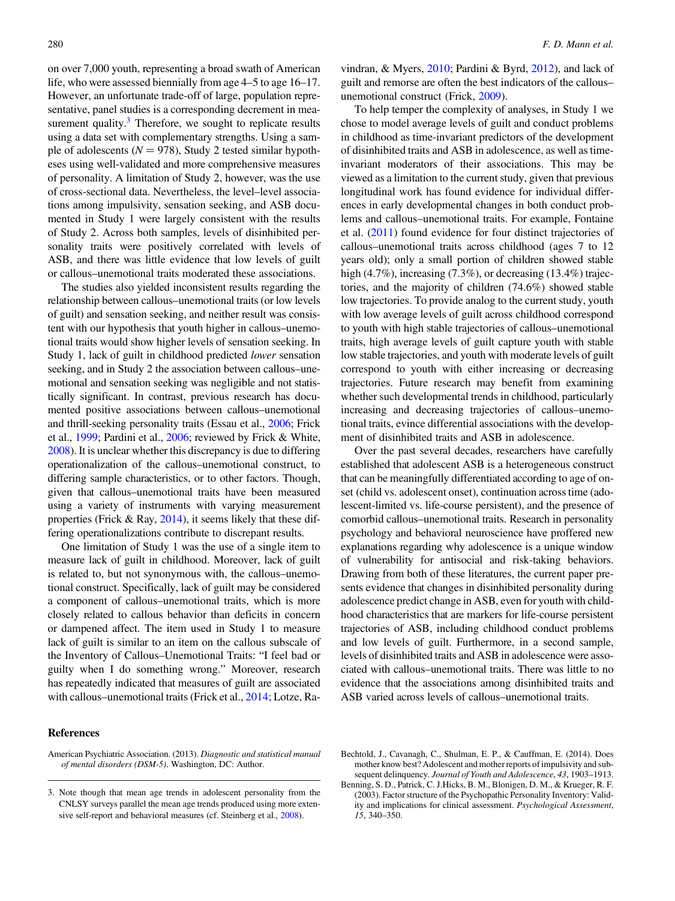on over 7,000 youth, representing a broad swath of American life, who were assessed biennially from age 4–5 to age 16–17. However, an unfortunate trade-off of large, population representative, panel studies is a corresponding decrement in measurement quality.[3] Therefore, we sought to replicate results using a data set with complementary strengths. Using a sample of adolescents ($N = 978$), Study 2 tested similar hypotheses using well-validated and more comprehensive measures of personality. A limitation of Study 2, however, was the use of cross-sectional data. Nevertheless, the level–level associations among impulsivity, sensation seeking, and ASB documented in Study 1 were largely consistent with the results of Study 2. Across both samples, levels of disinhibited personality traits were positively correlated with levels of ASB, and there was little evidence that low levels of guilt or callous–unemotional traits moderated these associations.

The studies also yielded inconsistent results regarding the relationship between callous–unemotional traits (or low levels of guilt) and sensation seeking, and neither result was consistent with our hypothesis that youth higher in callous–unemotional traits would show higher levels of sensation seeking. In Study 1, lack of guilt in childhood predicted *lower* sensation seeking, and in Study 2 the association between callous–unemotional and sensation seeking was negligible and not statistically significant. In contrast, previous research has documented positive associations between callous–unemotional and thrill-seeking personality traits (Essau et al., 2006; Frick et al., 1999; Pardini et al., 2006; reviewed by Frick & White, 2008). It is unclear whether this discrepancy is due to differing operationalization of the callous–unemotional construct, to differing sample characteristics, or to other factors. Though, given that callous–unemotional traits have been measured using a variety of instruments with varying measurement properties (Frick & Ray, 2014), it seems likely that these differing operationalizations contribute to discrepant results.

One limitation of Study 1 was the use of a single item to measure lack of guilt in childhood. Moreover, lack of guilt is related to, but not synonymous with, the callous–unemotional construct. Specifically, lack of guilt may be considered a component of callous–unemotional traits, which is more closely related to callous behavior than deficits in concern or dampened affect. The item used in Study 1 to measure lack of guilt is similar to an item on the callous subscale of the Inventory of Callous–Unemotional Traits: "I feel bad or guilty when I do something wrong." Moreover, research has repeatedly indicated that measures of guilt are associated with callous–unemotional traits (Frick et al., 2014; Lotze, Ravindran, & Myers, 2010; Pardini & Byrd, 2012), and lack of guilt and remorse are often the best indicators of the callous–unemotional construct (Frick, 2009).

To help temper the complexity of analyses, in Study 1 we chose to model average levels of guilt and conduct problems in childhood as time-invariant predictors of the development of disinhibited traits and ASB in adolescence, as well as time-invariant moderators of their associations. This may be viewed as a limitation to the current study, given that previous longitudinal work has found evidence for individual differences in early developmental changes in both conduct problems and callous–unemotional traits. For example, Fontaine et al. (2011) found evidence for four distinct trajectories of callous–unemotional traits across childhood (ages 7 to 12 years old); only a small portion of children showed stable high (4.7%), increasing (7.3%), or decreasing (13.4%) trajectories, and the majority of children (74.6%) showed stable low trajectories. To provide analog to the current study, youth with low average levels of guilt across childhood correspond to youth with high stable trajectories of callous–unemotional traits, high average levels of guilt capture youth with stable low stable trajectories, and youth with moderate levels of guilt correspond to youth with either increasing or decreasing trajectories. Future research may benefit from examining whether such developmental trends in childhood, particularly increasing and decreasing trajectories of callous–unemotional traits, evince differential associations with the development of disinhibited traits and ASB in adolescence.

Over the past several decades, researchers have carefully established that adolescent ASB is a heterogeneous construct that can be meaningfully differentiated according to age of onset (child vs. adolescent onset), continuation across time (adolescent-limited vs. life-course persistent), and the presence of comorbid callous–unemotional traits. Research in personality psychology and behavioral neuroscience have proffered new explanations regarding why adolescence is a unique window of vulnerability for antisocial and risk-taking behaviors. Drawing from both of these literatures, the current paper presents evidence that changes in disinhibited personality during adolescence predict change in ASB, even for youth with childhood characteristics that are markers for life-course persistent trajectories of ASB, including childhood conduct problems and low levels of guilt. Furthermore, in a second sample, levels of disinhibited traits and ASB in adolescence were associated with callous–unemotional traits. There was little to no evidence that the associations among disinhibited traits and ASB varied across levels of callous–unemotional traits.

## References

American Psychiatric Association. (2013). *Diagnostic and statistical manual of mental disorders (DSM-5)*. Washington, DC: Author.

Bechtold, J., Cavanagh, C., Shulman, E. P., & Cauffman, E. (2014). Does mother know best? Adolescent and mother reports of impulsivity and subsequent delinquency. *Journal of Youth and Adolescence*, *43*, 1903–1913.

Benning, S. D., Patrick, C. J.Hicks, B. M., Blonigen, D. M., & Krueger, R. F. (2003). Factor structure of the Psychopathic Personality Inventory: Validity and implications for clinical assessment. *Psychological Assessment*, *15*, 340–350.

3. Note though that mean age trends in adolescent personality from the CNLSY surveys parallel the mean age trends produced using more extensive self-report and behavioral measures (cf. Steinberg et al., 2008).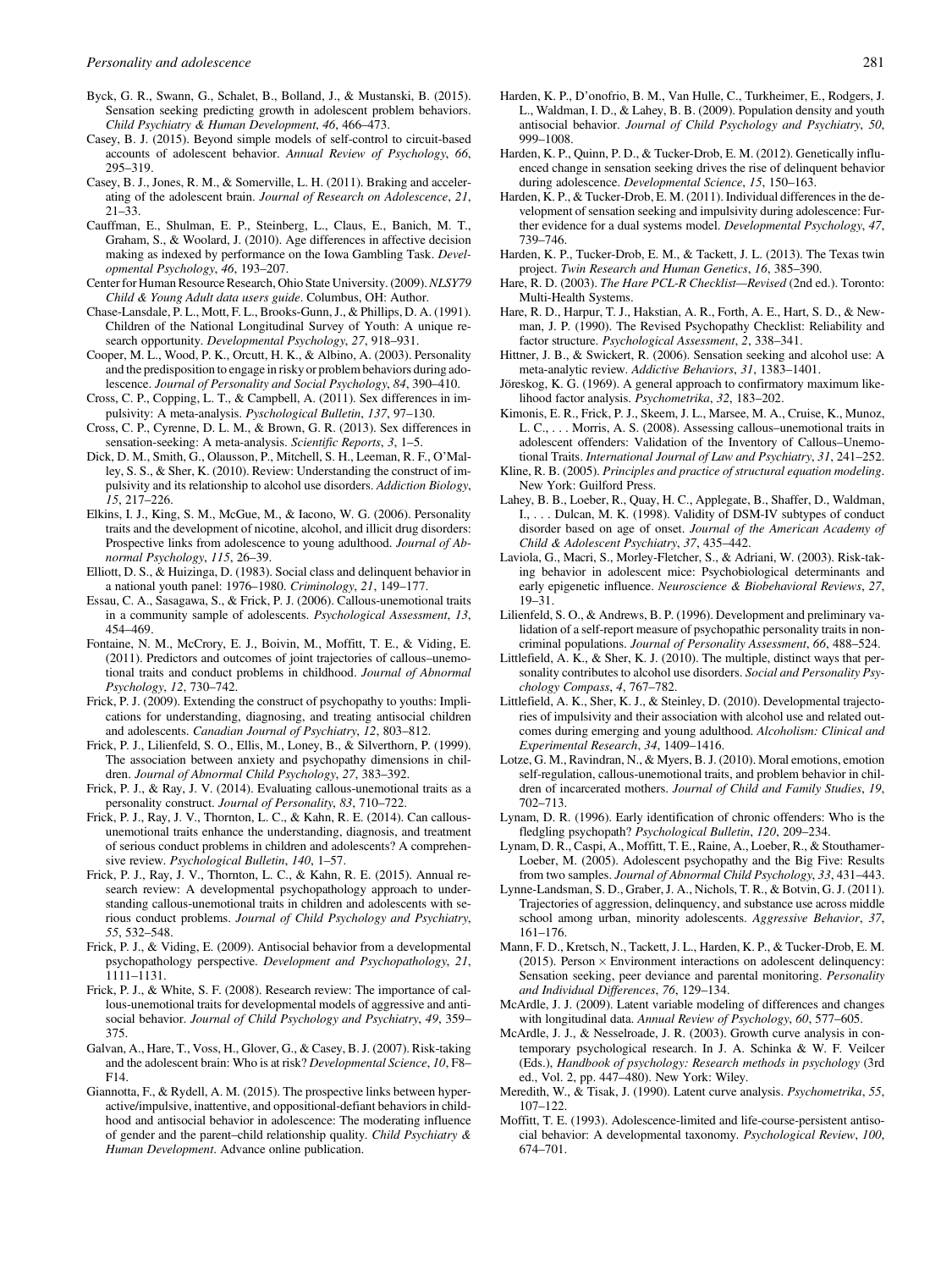Byck, G. R., Swann, G., Schalet, B., Bolland, J., & Mustanski, B. (2015). Sensation seeking predicting growth in adolescent problem behaviors. *Child Psychiatry & Human Development*, *46*, 466–473.

Casey, B. J. (2015). Beyond simple models of self-control to circuit-based accounts of adolescent behavior. *Annual Review of Psychology*, *66*, 295–319.

Casey, B. J., Jones, R. M., & Somerville, L. H. (2011). Braking and accelerating of the adolescent brain. *Journal of Research on Adolescence*, *21*, 21–33.

Cauffman, E., Shulman, E. P., Steinberg, L., Claus, E., Banich, M. T., Graham, S., & Woolard, J. (2010). Age differences in affective decision making as indexed by performance on the Iowa Gambling Task. *Developmental Psychology*, *46*, 193–207.

Center for Human Resource Research, Ohio State University. (2009). *NLSY79 Child & Young Adult data users guide*. Columbus, OH: Author.

Chase-Lansdale, P. L., Mott, F. L., Brooks-Gunn, J., & Phillips, D. A. (1991). Children of the National Longitudinal Survey of Youth: A unique research opportunity. *Developmental Psychology*, *27*, 918–931.

Cooper, M. L., Wood, P. K., Orcutt, H. K., & Albino, A. (2003). Personality and the predisposition to engage in risky or problem behaviors during adolescence. *Journal of Personality and Social Psychology*, *84*, 390–410.

Cross, C. P., Copping, L. T., & Campbell, A. (2011). Sex differences in impulsivity: A meta-analysis. *Pyschological Bulletin*, *137*, 97–130.

Cross, C. P., Cyrenne, D. L. M., & Brown, G. R. (2013). Sex differences in sensation-seeking: A meta-analysis. *Scientific Reports*, *3*, 1–5.

Dick, D. M., Smith, G., Olausson, P., Mitchell, S. H., Leeman, R. F., O'Malley, S. S., & Sher, K. (2010). Review: Understanding the construct of impulsivity and its relationship to alcohol use disorders. *Addiction Biology*, *15*, 217–226.

Elkins, I. J., King, S. M., McGue, M., & Iacono, W. G. (2006). Personality traits and the development of nicotine, alcohol, and illicit drug disorders: Prospective links from adolescence to young adulthood. *Journal of Abnormal Psychology*, *115*, 26–39.

Elliott, D. S., & Huizinga, D. (1983). Social class and delinquent behavior in a national youth panel: 1976–1980. *Criminology*, *21*, 149–177.

Essau, C. A., Sasagawa, S., & Frick, P. J. (2006). Callous-unemotional traits in a community sample of adolescents. *Psychological Assessment*, *13*, 454–469.

Fontaine, N. M., McCrory, E. J., Boivin, M., Moffitt, T. E., & Viding, E. (2011). Predictors and outcomes of joint trajectories of callous–unemotional traits and conduct problems in childhood. *Journal of Abnormal Psychology*, *12*, 730–742.

Frick, P. J. (2009). Extending the construct of psychopathy to youths: Implications for understanding, diagnosing, and treating antisocial children and adolescents. *Canadian Journal of Psychiatry*, *12*, 803–812.

Frick, P. J., Lilienfeld, S. O., Ellis, M., Loney, B., & Silverthorn, P. (1999). The association between anxiety and psychopathy dimensions in children. *Journal of Abnormal Child Psychology*, *27*, 383–392.

Frick, P. J., & Ray, J. V. (2014). Evaluating callous-unemotional traits as a personality construct. *Journal of Personality*, *83*, 710–722.

Frick, P. J., Ray, J. V., Thornton, L. C., & Kahn, R. E. (2014). Can callous-unemotional traits enhance the understanding, diagnosis, and treatment of serious conduct problems in children and adolescents? A comprehensive review. *Psychological Bulletin*, *140*, 1–57.

Frick, P. J., Ray, J. V., Thornton, L. C., & Kahn, R. E. (2015). Annual research review: A developmental psychopathology approach to understanding callous-unemotional traits in children and adolescents with serious conduct problems. *Journal of Child Psychology and Psychiatry*, *55*, 532–548.

Frick, P. J., & Viding, E. (2009). Antisocial behavior from a developmental psychopathology perspective. *Development and Psychopathology*, *21*, 1111–1131.

Frick, P. J., & White, S. F. (2008). Research review: The importance of callous-unemotional traits for developmental models of aggressive and antisocial behavior. *Journal of Child Psychology and Psychiatry*, *49*, 359–375.

Galvan, A., Hare, T., Voss, H., Glover, G., & Casey, B. J. (2007). Risk-taking and the adolescent brain: Who is at risk? *Developmental Science*, *10*, F8–F14.

Giannotta, F., & Rydell, A. M. (2015). The prospective links between hyperactive/impulsive, inattentive, and oppositional-defiant behaviors in childhood and antisocial behavior in adolescence: The moderating influence of gender and the parent–child relationship quality. *Child Psychiatry & Human Development*. Advance online publication.

Harden, K. P., D'onofrio, B. M., Van Hulle, C., Turkheimer, E., Rodgers, J. L., Waldman, I. D., & Lahey, B. B. (2009). Population density and youth antisocial behavior. *Journal of Child Psychology and Psychiatry*, *50*, 999–1008.

Harden, K. P., Quinn, P. D., & Tucker-Drob, E. M. (2012). Genetically influenced change in sensation seeking drives the rise of delinquent behavior during adolescence. *Developmental Science*, *15*, 150–163.

Harden, K. P., & Tucker-Drob, E. M. (2011). Individual differences in the development of sensation seeking and impulsivity during adolescence: Further evidence for a dual systems model. *Developmental Psychology*, *47*, 739–746.

Harden, K. P., Tucker-Drob, E. M., & Tackett, J. L. (2013). The Texas twin project. *Twin Research and Human Genetics*, *16*, 385–390.

Hare, R. D. (2003). *The Hare PCL-R Checklist—Revised* (2nd ed.). Toronto: Multi-Health Systems.

Hare, R. D., Harpur, T. J., Hakstian, A. R., Forth, A. E., Hart, S. D., & Newman, J. P. (1990). The Revised Psychopathy Checklist: Reliability and factor structure. *Psychological Assessment*, *2*, 338–341.

Hittner, J. B., & Swickert, R. (2006). Sensation seeking and alcohol use: A meta-analytic review. *Addictive Behaviors*, *31*, 1383–1401.

Jöreskog, K. G. (1969). A general approach to confirmatory maximum likelihood factor analysis. *Psychometrika*, *32*, 183–202.

Kimonis, E. R., Frick, P. J., Skeem, J. L., Marsee, M. A., Cruise, K., Munoz, L. C., . . . Morris, A. S. (2008). Assessing callous–unemotional traits in adolescent offenders: Validation of the Inventory of Callous–Unemotional Traits. *International Journal of Law and Psychiatry*, *31*, 241–252.

Kline, R. B. (2005). *Principles and practice of structural equation modeling*. New York: Guilford Press.

Lahey, B. B., Loeber, R., Quay, H. C., Applegate, B., Shaffer, D., Waldman, I., . . . Dulcan, M. K. (1998). Validity of DSM-IV subtypes of conduct disorder based on age of onset. *Journal of the American Academy of Child & Adolescent Psychiatry*, *37*, 435–442.

Laviola, G., Macri, S., Morley-Fletcher, S., & Adriani, W. (2003). Risk-taking behavior in adolescent mice: Psychobiological determinants and early epigenetic influence. *Neuroscience & Biobehavioral Reviews*, *27*, 19–31.

Lilienfeld, S. O., & Andrews, B. P. (1996). Development and preliminary validation of a self-report measure of psychopathic personality traits in noncriminal populations. *Journal of Personality Assessment*, *66*, 488–524.

Littlefield, A. K., & Sher, K. J. (2010). The multiple, distinct ways that personality contributes to alcohol use disorders. *Social and Personality Psychology Compass*, *4*, 767–782.

Littlefield, A. K., Sher, K. J., & Steinley, D. (2010). Developmental trajectories of impulsivity and their association with alcohol use and related outcomes during emerging and young adulthood. *Alcoholism: Clinical and Experimental Research*, *34*, 1409–1416.

Lotze, G. M., Ravindran, N., & Myers, B. J. (2010). Moral emotions, emotion self-regulation, callous-unemotional traits, and problem behavior in children of incarcerated mothers. *Journal of Child and Family Studies*, *19*, 702–713.

Lynam, D. R. (1996). Early identification of chronic offenders: Who is the fledgling psychopath? *Psychological Bulletin*, *120*, 209–234.

Lynam, D. R., Caspi, A., Moffitt, T. E., Raine, A., Loeber, R., & Stouthamer-Loeber, M. (2005). Adolescent psychopathy and the Big Five: Results from two samples. *Journal of Abnormal Child Psychology*, *33*, 431–443.

Lynne-Landsman, S. D., Graber, J. A., Nichols, T. R., & Botvin, G. J. (2011). Trajectories of aggression, delinquency, and substance use across middle school among urban, minority adolescents. *Aggressive Behavior*, *37*, 161–176.

Mann, F. D., Kretsch, N., Tackett, J. L., Harden, K. P., & Tucker-Drob, E. M. (2015). Person × Environment interactions on adolescent delinquency: Sensation seeking, peer deviance and parental monitoring. *Personality and Individual Differences*, *76*, 129–134.

McArdle, J. J. (2009). Latent variable modeling of differences and changes with longitudinal data. *Annual Review of Psychology*, *60*, 577–605.

McArdle, J. J., & Nesselroade, J. R. (2003). Growth curve analysis in contemporary psychological research. In J. A. Schinka & W. F. Veilcer (Eds.), *Handbook of psychology: Research methods in psychology* (3rd ed., Vol. 2, pp. 447–480). New York: Wiley.

Meredith, W., & Tisak, J. (1990). Latent curve analysis. *Psychometrika*, *55*, 107–122.

Moffitt, T. E. (1993). Adolescence-limited and life-course-persistent antisocial behavior: A developmental taxonomy. *Psychological Review*, *100*, 674–701.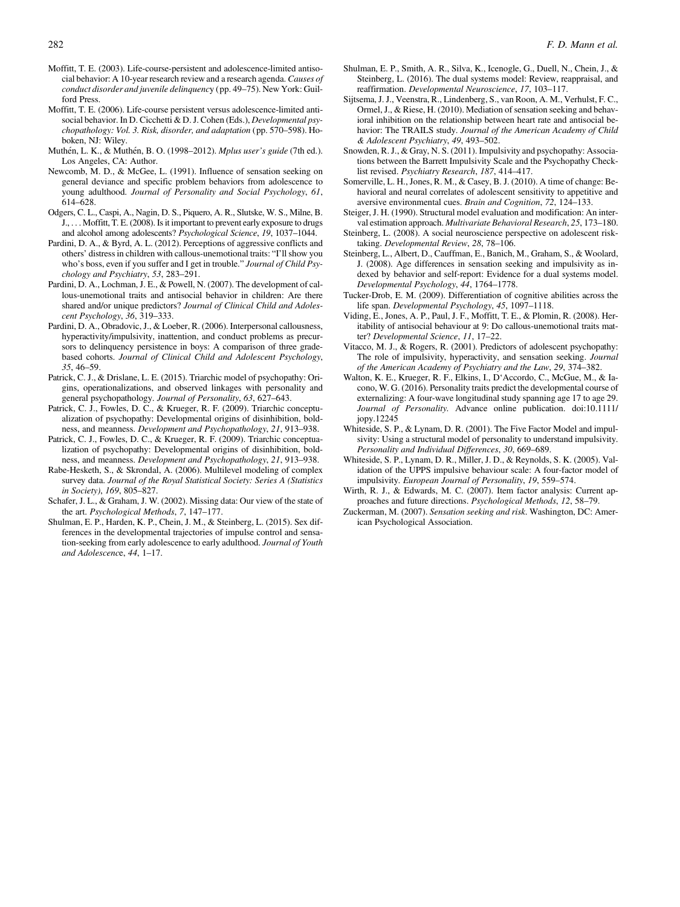Moffitt, T. E. (2003). Life-course-persistent and adolescence-limited antisocial behavior: A 10-year research review and a research agenda. *Causes of conduct disorder and juvenile delinquency* (pp. 49–75). New York: Guilford Press.

Moffitt, T. E. (2006). Life-course persistent versus adolescence-limited antisocial behavior. In D. Cicchetti & D. J. Cohen (Eds.), *Developmental psychopathology: Vol. 3. Risk, disorder, and adaptation* (pp. 570–598). Hoboken, NJ: Wiley.

Muthén, L. K., & Muthén, B. O. (1998–2012). *Mplus user's guide* (7th ed.). Los Angeles, CA: Author.

Newcomb, M. D., & McGee, L. (1991). Influence of sensation seeking on general deviance and specific problem behaviors from adolescence to young adulthood. *Journal of Personality and Social Psychology*, *61*, 614–628.

Odgers, C. L., Caspi, A., Nagin, D. S., Piquero, A. R., Slutske, W. S., Milne, B. J., . . . Moffitt, T. E. (2008). Is it important to prevent early exposure to drugs and alcohol among adolescents? *Psychological Science*, *19*, 1037–1044.

Pardini, D. A., & Byrd, A. L. (2012). Perceptions of aggressive conflicts and others' distress in children with callous-unemotional traits: "I'll show you who's boss, even if you suffer and I get in trouble." *Journal of Child Psychology and Psychiatry*, *53*, 283–291.

Pardini, D. A., Lochman, J. E., & Powell, N. (2007). The development of callous-unemotional traits and antisocial behavior in children: Are there shared and/or unique predictors? *Journal of Clinical Child and Adolescent Psychology*, *36*, 319–333.

Pardini, D. A., Obradovic, J., & Loeber, R. (2006). Interpersonal callousness, hyperactivity/impulsivity, inattention, and conduct problems as precursors to delinquency persistence in boys: A comparison of three grade-based cohorts. *Journal of Clinical Child and Adolescent Psychology*, *35*, 46–59.

Patrick, C. J., & Drislane, L. E. (2015). Triarchic model of psychopathy: Origins, operationalizations, and observed linkages with personality and general psychopathology. *Journal of Personality*, *63*, 627–643.

Patrick, C. J., Fowles, D. C., & Krueger, R. F. (2009). Triarchic conceptualization of psychopathy: Developmental origins of disinhibition, boldness, and meanness. *Development and Psychopathology*, *21*, 913–938.

Patrick, C. J., Fowles, D. C., & Krueger, R. F. (2009). Triarchic conceptualization of psychopathy: Developmental origins of disinhibition, boldness, and meanness. *Development and Psychopathology*, *21*, 913–938.

Rabe-Hesketh, S., & Skrondal, A. (2006). Multilevel modeling of complex survey data. *Journal of the Royal Statistical Society: Series A (Statistics in Society)*, *169*, 805–827.

Schafer, J. L., & Graham, J. W. (2002). Missing data: Our view of the state of the art. *Psychological Methods*, *7*, 147–177.

Shulman, E. P., Harden, K. P., Chein, J. M., & Steinberg, L. (2015). Sex differences in the developmental trajectories of impulse control and sensation-seeking from early adolescence to early adulthood. *Journal of Youth and Adolescence*, *44*, 1–17.

Shulman, E. P., Smith, A. R., Silva, K., Icenogle, G., Duell, N., Chein, J., & Steinberg, L. (2016). The dual systems model: Review, reappraisal, and reaffirmation. *Developmental Neuroscience*, *17*, 103–117.

Sijtsema, J. J., Veenstra, R., Lindenberg, S., van Roon, A. M., Verhulst, F. C., Ormel, J., & Riese, H. (2010). Mediation of sensation seeking and behavioral inhibition on the relationship between heart rate and antisocial behavior: The TRAILS study. *Journal of the American Academy of Child & Adolescent Psychiatry*, *49*, 493–502.

Snowden, R. J., & Gray, N. S. (2011). Impulsivity and psychopathy: Associations between the Barrett Impulsivity Scale and the Psychopathy Checklist revised. *Psychiatry Research*, *187*, 414–417.

Somerville, L. H., Jones, R. M., & Casey, B. J. (2010). A time of change: Behavioral and neural correlates of adolescent sensitivity to appetitive and aversive environmental cues. *Brain and Cognition*, *72*, 124–133.

Steiger, J. H. (1990). Structural model evaluation and modification: An interval estimation approach. *Multivariate Behavioral Research*, *25*, 173–180.

Steinberg, L. (2008). A social neuroscience perspective on adolescent risk-taking. *Developmental Review*, *28*, 78–106.

Steinberg, L., Albert, D., Cauffman, E., Banich, M., Graham, S., & Woolard, J. (2008). Age differences in sensation seeking and impulsivity as indexed by behavior and self-report: Evidence for a dual systems model. *Developmental Psychology*, *44*, 1764–1778.

Tucker-Drob, E. M. (2009). Differentiation of cognitive abilities across the life span. *Developmental Psychology*, *45*, 1097–1118.

Viding, E., Jones, A. P., Paul, J. F., Moffitt, T. E., & Plomin, R. (2008). Heritability of antisocial behaviour at 9: Do callous-unemotional traits matter? *Developmental Science*, *11*, 17–22.

Vitacco, M. J., & Rogers, R. (2001). Predictors of adolescent psychopathy: The role of impulsivity, hyperactivity, and sensation seeking. *Journal of the American Academy of Psychiatry and the Law*, *29*, 374–382.

Walton, K. E., Krueger, R. F., Elkins, I., D'Accordo, C., McGue, M., & Iacono, W. G. (2016). Personality traits predict the developmental course of externalizing: A four-wave longitudinal study spanning age 17 to age 29. *Journal of Personality*. Advance online publication. doi:10.1111/jopy.12245

Whiteside, S. P., & Lynam, D. R. (2001). The Five Factor Model and impulsivity: Using a structural model of personality to understand impulsivity. *Personality and Individual Differences*, *30*, 669–689.

Whiteside, S. P., Lynam, D. R., Miller, J. D., & Reynolds, S. K. (2005). Validation of the UPPS impulsive behaviour scale: A four-factor model of impulsivity. *European Journal of Personality*, *19*, 559–574.

Wirth, R. J., & Edwards, M. C. (2007). Item factor analysis: Current approaches and future directions. *Psychological Methods*, *12*, 58–79.

Zuckerman, M. (2007). *Sensation seeking and risk*. Washington, DC: American Psychological Association.